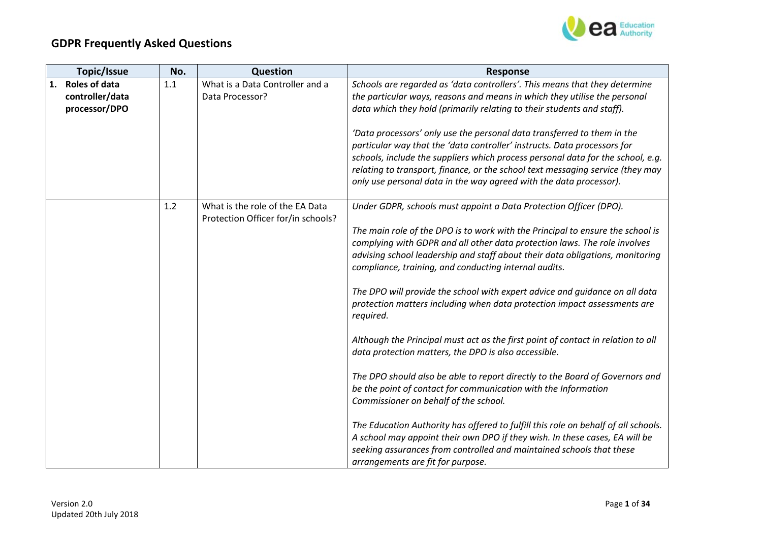# GDPR Frequently Asked Questions

| Topic/Issue | No. | Question | Response |
|---|---|---|---|
| **1. Roles of data controller/data processor/DPO** | 1.1 | What is a Data Controller and a Data Processor? | *Schools are regarded as 'data controllers'. This means that they determine the particular ways, reasons and means in which they utilise the personal data which they hold (primarily relating to their students and staff).*<br><br>*'Data processors' only use the personal data transferred to them in the particular way that the 'data controller' instructs. Data processors for schools, include the suppliers which process personal data for the school, e.g. relating to transport, finance, or the school text messaging service (they may only use personal data in the way agreed with the data processor).* |
| | 1.2 | What is the role of the EA Data Protection Officer for/in schools? | *Under GDPR, schools must appoint a Data Protection Officer (DPO).*<br><br>*The main role of the DPO is to work with the Principal to ensure the school is complying with GDPR and all other data protection laws. The role involves advising school leadership and staff about their data obligations, monitoring compliance, training, and conducting internal audits.*<br><br>*The DPO will provide the school with expert advice and guidance on all data protection matters including when data protection impact assessments are required.*<br><br>*Although the Principal must act as the first point of contact in relation to all data protection matters, the DPO is also accessible.*<br><br>*The DPO should also be able to report directly to the Board of Governors and be the point of contact for communication with the Information Commissioner on behalf of the school.*<br><br>*The Education Authority has offered to fulfill this role on behalf of all schools. A school may appoint their own DPO if they wish. In these cases, EA will be seeking assurances from controlled and maintained schools that these arrangements are fit for purpose.* |

Version 2.0
Updated 20th July 2018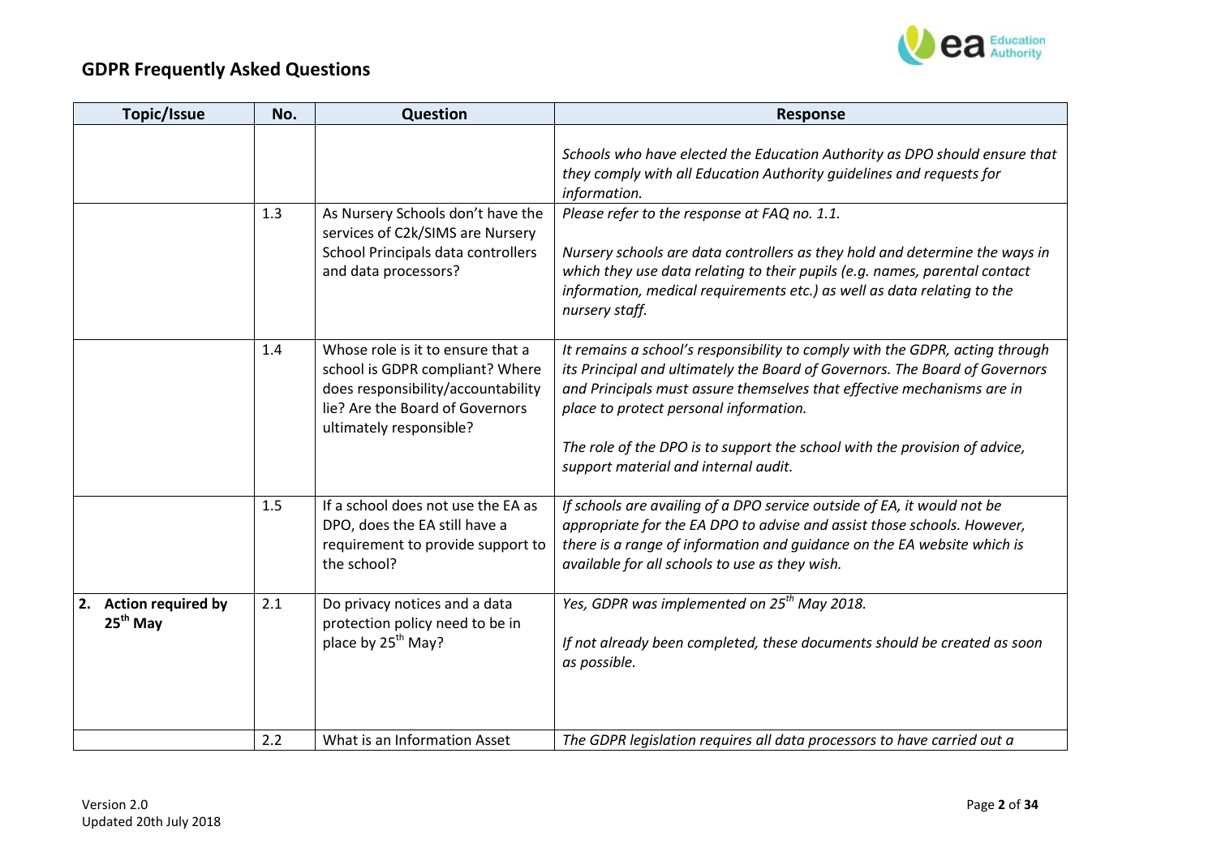# GDPR Frequently Asked Questions

| Topic/Issue | No. | Question | Response |
|---|---|---|---|
| | | | *Schools who have elected the Education Authority as DPO should ensure that they comply with all Education Authority guidelines and requests for information.* |
| | 1.3 | As Nursery Schools don't have the services of C2k/SIMS are Nursery School Principals data controllers and data processors? | *Please refer to the response at FAQ no. 1.1.*<br><br>*Nursery schools are data controllers as they hold and determine the ways in which they use data relating to their pupils (e.g. names, parental contact information, medical requirements etc.) as well as data relating to the nursery staff.* |
| | 1.4 | Whose role is it to ensure that a school is GDPR compliant? Where does responsibility/accountability lie? Are the Board of Governors ultimately responsible? | *It remains a school's responsibility to comply with the GDPR, acting through its Principal and ultimately the Board of Governors. The Board of Governors and Principals must assure themselves that effective mechanisms are in place to protect personal information.*<br><br>*The role of the DPO is to support the school with the provision of advice, support material and internal audit.* |
| | 1.5 | If a school does not use the EA as DPO, does the EA still have a requirement to provide support to the school? | *If schools are availing of a DPO service outside of EA, it would not be appropriate for the EA DPO to advise and assist those schools. However, there is a range of information and guidance on the EA website which is available for all schools to use as they wish.* |
| **2. Action required by 25th May** | 2.1 | Do privacy notices and a data protection policy need to be in place by 25th May? | *Yes, GDPR was implemented on 25th May 2018.*<br><br>*If not already been completed, these documents should be created as soon as possible.* |
| | 2.2 | What is an Information Asset | *The GDPR legislation requires all data processors to have carried out a* |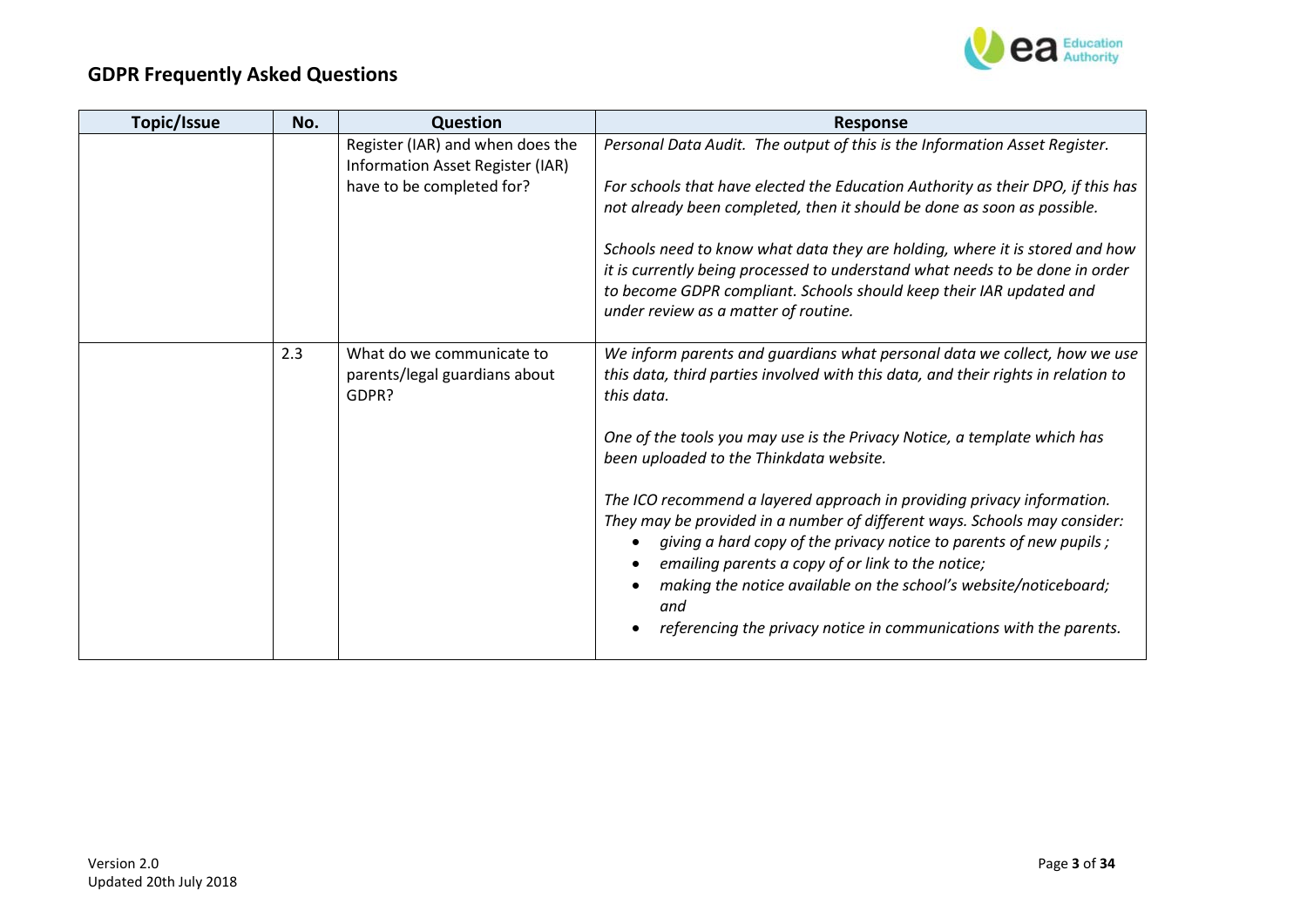## GDPR Frequently Asked Questions

| Topic/Issue | No. | Question | Response |
|---|---|---|---|
| | | Register (IAR) and when does the Information Asset Register (IAR) have to be completed for? | *Personal Data Audit. The output of this is the Information Asset Register.*<br><br>*For schools that have elected the Education Authority as their DPO, if this has not already been completed, then it should be done as soon as possible.*<br><br>*Schools need to know what data they are holding, where it is stored and how it is currently being processed to understand what needs to be done in order to become GDPR compliant. Schools should keep their IAR updated and under review as a matter of routine.* |
| | 2.3 | What do we communicate to parents/legal guardians about GDPR? | *We inform parents and guardians what personal data we collect, how we use this data, third parties involved with this data, and their rights in relation to this data.*<br><br>*One of the tools you may use is the Privacy Notice, a template which has been uploaded to the Thinkdata website.*<br><br>*The ICO recommend a layered approach in providing privacy information. They may be provided in a number of different ways. Schools may consider:*<br>• *giving a hard copy of the privacy notice to parents of new pupils ;*<br>• *emailing parents a copy of or link to the notice;*<br>• *making the notice available on the school's website/noticeboard; and*<br>• *referencing the privacy notice in communications with the parents.* |

Version 2.0
Updated 20th July 2018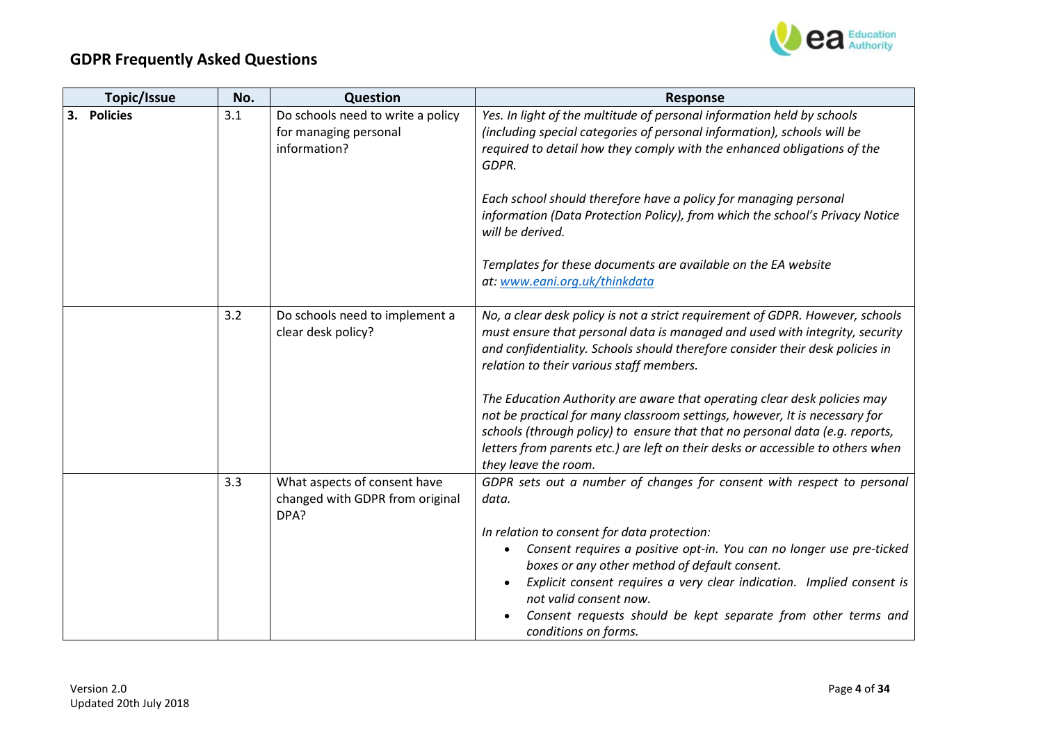# GDPR Frequently Asked Questions

| Topic/Issue | No. | Question | Response |
|---|---|---|---|
| **3. Policies** | 3.1 | Do schools need to write a policy for managing personal information? | *Yes. In light of the multitude of personal information held by schools (including special categories of personal information), schools will be required to detail how they comply with the enhanced obligations of the GDPR.*<br><br>*Each school should therefore have a policy for managing personal information (Data Protection Policy), from which the school's Privacy Notice will be derived.*<br><br>*Templates for these documents are available on the EA website at: [www.eani.org.uk/thinkdata](www.eani.org.uk/thinkdata)* |
| | 3.2 | Do schools need to implement a clear desk policy? | *No, a clear desk policy is not a strict requirement of GDPR. However, schools must ensure that personal data is managed and used with integrity, security and confidentiality. Schools should therefore consider their desk policies in relation to their various staff members.*<br><br>*The Education Authority are aware that operating clear desk policies may not be practical for many classroom settings, however, It is necessary for schools (through policy) to ensure that that no personal data (e.g. reports, letters from parents etc.) are left on their desks or accessible to others when they leave the room.* |
| | 3.3 | What aspects of consent have changed with GDPR from original DPA? | *GDPR sets out a number of changes for consent with respect to personal data.*<br><br>*In relation to consent for data protection:*<br>• *Consent requires a positive opt-in. You can no longer use pre-ticked boxes or any other method of default consent.*<br>• *Explicit consent requires a very clear indication. Implied consent is not valid consent now.*<br>• *Consent requests should be kept separate from other terms and conditions on forms.* |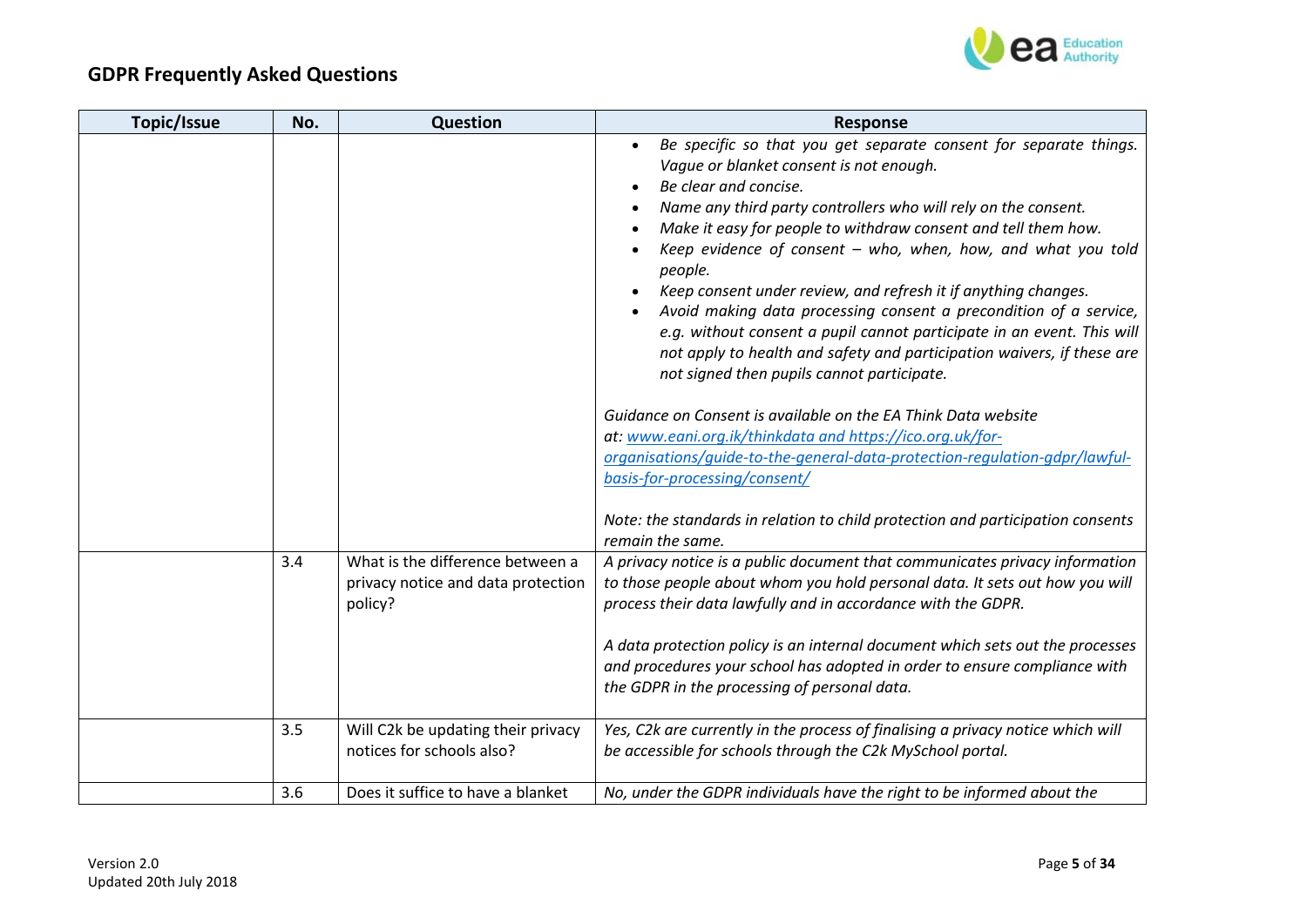## GDPR Frequently Asked Questions

| Topic/Issue | No. | Question | Response |
|---|---|---|---|
| | | | • *Be specific so that you get separate consent for separate things. Vague or blanket consent is not enough.*<br>• *Be clear and concise.*<br>• *Name any third party controllers who will rely on the consent.*<br>• *Make it easy for people to withdraw consent and tell them how.*<br>• *Keep evidence of consent – who, when, how, and what you told people.*<br>• *Keep consent under review, and refresh it if anything changes.*<br>• *Avoid making data processing consent a precondition of a service, e.g. without consent a pupil cannot participate in an event. This will not apply to health and safety and participation waivers, if these are not signed then pupils cannot participate.*<br><br>*Guidance on Consent is available on the EA Think Data website at: www.eani.org.ik/thinkdata and https://ico.org.uk/for-organisations/guide-to-the-general-data-protection-regulation-gdpr/lawful-basis-for-processing/consent/*<br><br>*Note: the standards in relation to child protection and participation consents remain the same.* |
| | 3.4 | What is the difference between a privacy notice and data protection policy? | *A privacy notice is a public document that communicates privacy information to those people about whom you hold personal data. It sets out how you will process their data lawfully and in accordance with the GDPR.*<br><br>*A data protection policy is an internal document which sets out the processes and procedures your school has adopted in order to ensure compliance with the GDPR in the processing of personal data.* |
| | 3.5 | Will C2k be updating their privacy notices for schools also? | *Yes, C2k are currently in the process of finalising a privacy notice which will be accessible for schools through the C2k MySchool portal.* |
| | 3.6 | Does it suffice to have a blanket | *No, under the GDPR individuals have the right to be informed about the* |

Version 2.0
Updated 20th July 2018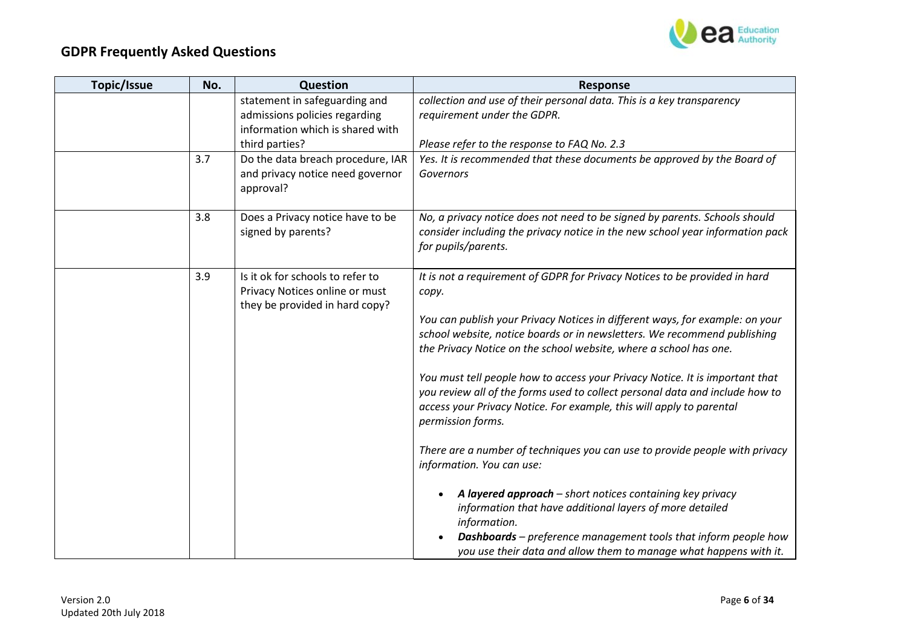## GDPR Frequently Asked Questions

| Topic/Issue | No. | Question | Response |
|---|---|---|---|
| | | statement in safeguarding and admissions policies regarding information which is shared with third parties? | *collection and use of their personal data. This is a key transparency requirement under the GDPR.*<br><br>*Please refer to the response to FAQ No. 2.3* |
| | 3.7 | Do the data breach procedure, IAR and privacy notice need governor approval? | *Yes. It is recommended that these documents be approved by the Board of Governors* |
| | 3.8 | Does a Privacy notice have to be signed by parents? | *No, a privacy notice does not need to be signed by parents. Schools should consider including the privacy notice in the new school year information pack for pupils/parents.* |
| | 3.9 | Is it ok for schools to refer to Privacy Notices online or must they be provided in hard copy? | *It is not a requirement of GDPR for Privacy Notices to be provided in hard copy.*<br><br>*You can publish your Privacy Notices in different ways, for example: on your school website, notice boards or in newsletters. We recommend publishing the Privacy Notice on the school website, where a school has one.*<br><br>*You must tell people how to access your Privacy Notice. It is important that you review all of the forms used to collect personal data and include how to access your Privacy Notice. For example, this will apply to parental permission forms.*<br><br>*There are a number of techniques you can use to provide people with privacy information. You can use:*<br><br>• ***A layered approach** – short notices containing key privacy information that have additional layers of more detailed information.*<br>• ***Dashboards** – preference management tools that inform people how you use their data and allow them to manage what happens with it.* |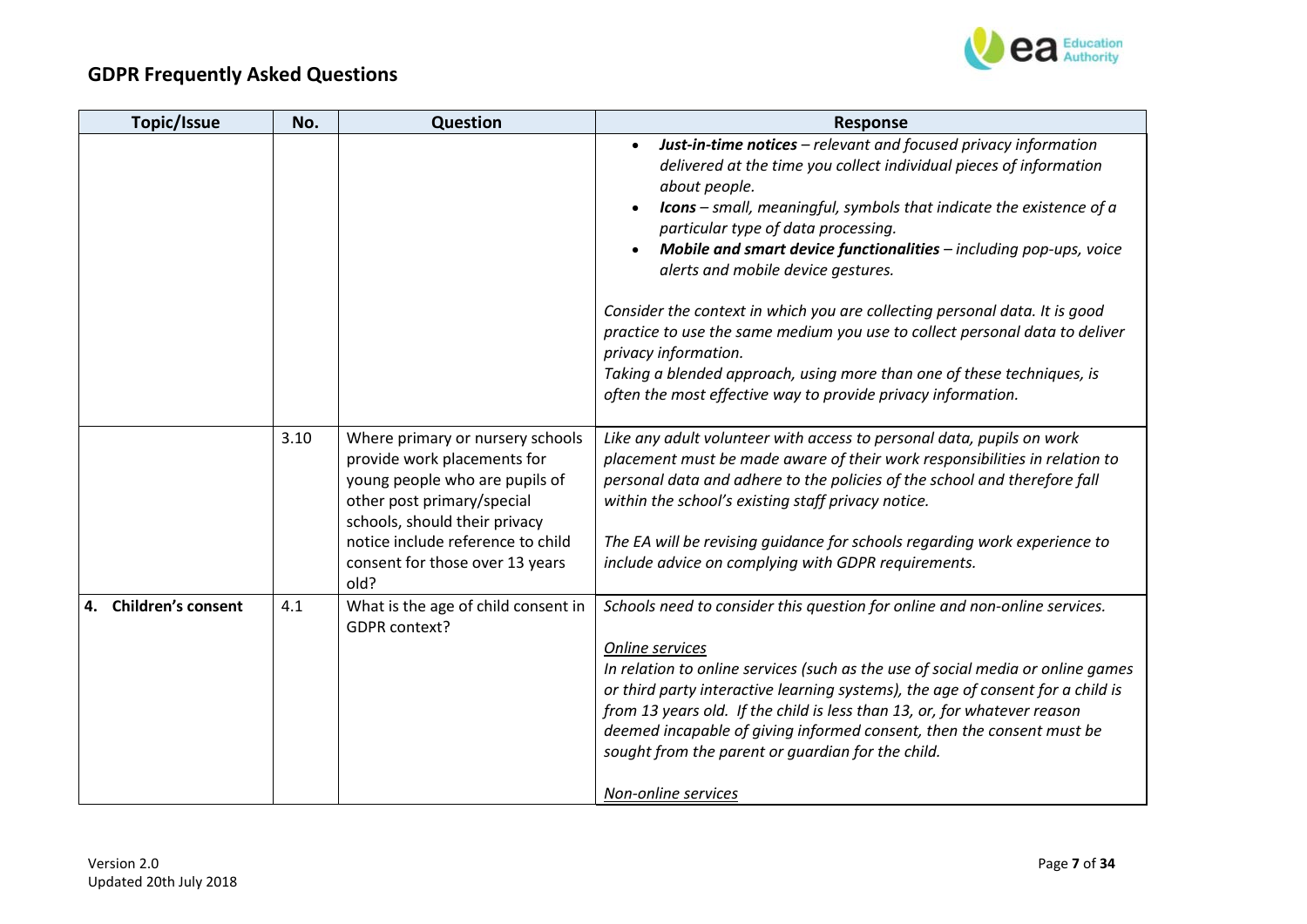## GDPR Frequently Asked Questions

| Topic/Issue | No. | Question | Response |
|---|---|---|---|
| | | | • ***Just-in-time notices*** *– relevant and focused privacy information delivered at the time you collect individual pieces of information about people.*<br>• ***Icons*** *– small, meaningful, symbols that indicate the existence of a particular type of data processing.*<br>• ***Mobile and smart device functionalities*** *– including pop-ups, voice alerts and mobile device gestures.*<br><br>*Consider the context in which you are collecting personal data. It is good practice to use the same medium you use to collect personal data to deliver privacy information.*<br>*Taking a blended approach, using more than one of these techniques, is often the most effective way to provide privacy information.* |
| | 3.10 | Where primary or nursery schools provide work placements for young people who are pupils of other post primary/special schools, should their privacy notice include reference to child consent for those over 13 years old? | *Like any adult volunteer with access to personal data, pupils on work placement must be made aware of their work responsibilities in relation to personal data and adhere to the policies of the school and therefore fall within the school's existing staff privacy notice.*<br><br>*The EA will be revising guidance for schools regarding work experience to include advice on complying with GDPR requirements.* |
| **4. Children's consent** | 4.1 | What is the age of child consent in GDPR context? | *Schools need to consider this question for online and non-online services.*<br><br>*Online services*<br>*In relation to online services (such as the use of social media or online games or third party interactive learning systems), the age of consent for a child is from 13 years old. If the child is less than 13, or, for whatever reason deemed incapable of giving informed consent, then the consent must be sought from the parent or guardian for the child.*<br><br>*Non-online services* |

Version 2.0
Updated 20th July 2018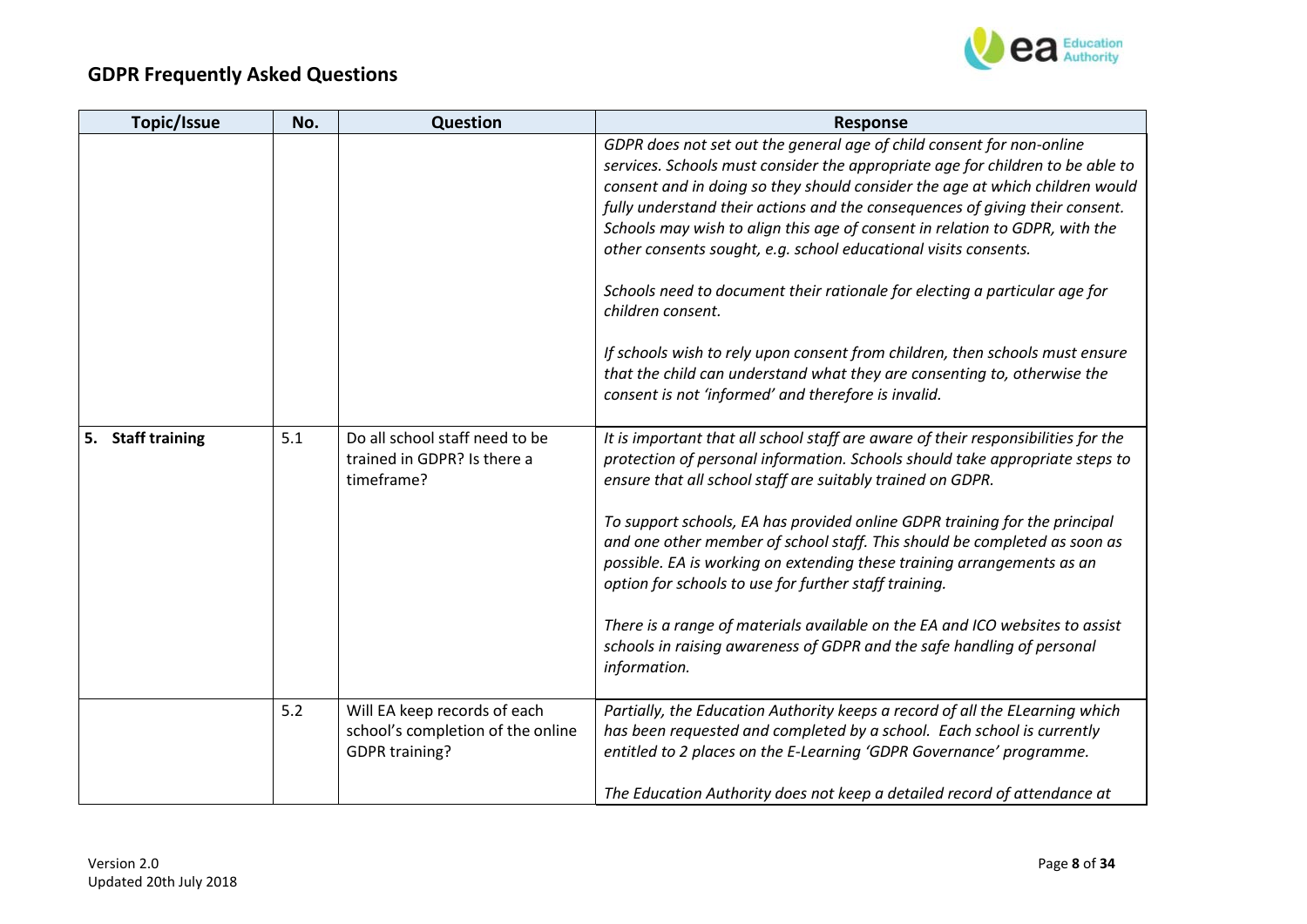## GDPR Frequently Asked Questions

| Topic/Issue | No. | Question | Response |
|---|---|---|---|
| | | | *GDPR does not set out the general age of child consent for non-online services. Schools must consider the appropriate age for children to be able to consent and in doing so they should consider the age at which children would fully understand their actions and the consequences of giving their consent. Schools may wish to align this age of consent in relation to GDPR, with the other consents sought, e.g. school educational visits consents.*<br><br>*Schools need to document their rationale for electing a particular age for children consent.*<br><br>*If schools wish to rely upon consent from children, then schools must ensure that the child can understand what they are consenting to, otherwise the consent is not 'informed' and therefore is invalid.* |
| **5. Staff training** | 5.1 | Do all school staff need to be trained in GDPR? Is there a timeframe? | *It is important that all school staff are aware of their responsibilities for the protection of personal information. Schools should take appropriate steps to ensure that all school staff are suitably trained on GDPR.*<br><br>*To support schools, EA has provided online GDPR training for the principal and one other member of school staff. This should be completed as soon as possible. EA is working on extending these training arrangements as an option for schools to use for further staff training.*<br><br>*There is a range of materials available on the EA and ICO websites to assist schools in raising awareness of GDPR and the safe handling of personal information.* |
| | 5.2 | Will EA keep records of each school's completion of the online GDPR training? | *Partially, the Education Authority keeps a record of all the ELearning which has been requested and completed by a school. Each school is currently entitled to 2 places on the E-Learning 'GDPR Governance' programme.*<br><br>*The Education Authority does not keep a detailed record of attendance at* |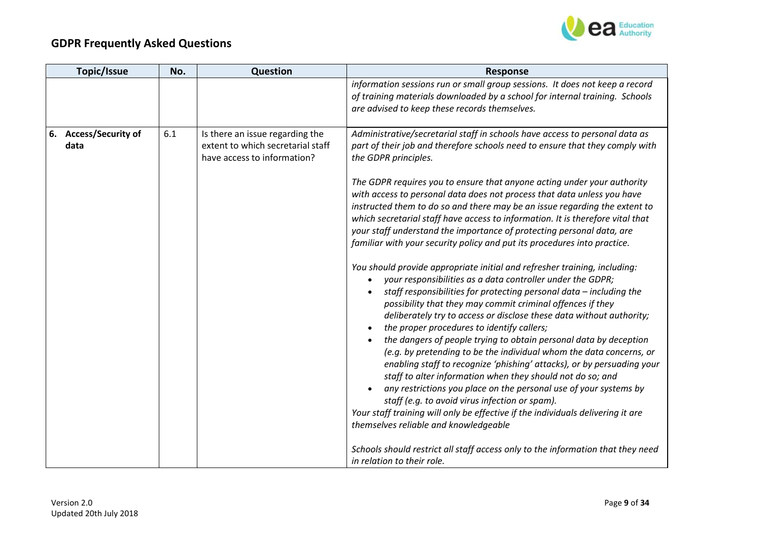## GDPR Frequently Asked Questions

| Topic/Issue | No. | Question | Response |
|---|---|---|---|
| | | | *information sessions run or small group sessions. It does not keep a record of training materials downloaded by a school for internal training. Schools are advised to keep these records themselves.* |
| **6. Access/Security of data** | 6.1 | Is there an issue regarding the extent to which secretarial staff have access to information? | *Administrative/secretarial staff in schools have access to personal data as part of their job and therefore schools need to ensure that they comply with the GDPR principles.*<br><br>*The GDPR requires you to ensure that anyone acting under your authority with access to personal data does not process that data unless you have instructed them to do so and there may be an issue regarding the extent to which secretarial staff have access to information. It is therefore vital that your staff understand the importance of protecting personal data, are familiar with your security policy and put its procedures into practice.*<br><br>*You should provide appropriate initial and refresher training, including:*<br>• *your responsibilities as a data controller under the GDPR;*<br>• *staff responsibilities for protecting personal data – including the possibility that they may commit criminal offences if they deliberately try to access or disclose these data without authority;*<br>• *the proper procedures to identify callers;*<br>• *the dangers of people trying to obtain personal data by deception (e.g. by pretending to be the individual whom the data concerns, or enabling staff to recognize 'phishing' attacks), or by persuading your staff to alter information when they should not do so; and*<br>• *any restrictions you place on the personal use of your systems by staff (e.g. to avoid virus infection or spam).*<br>*Your staff training will only be effective if the individuals delivering it are themselves reliable and knowledgeable*<br><br>*Schools should restrict all staff access only to the information that they need in relation to their role.* |

Version 2.0
Updated 20th July 2018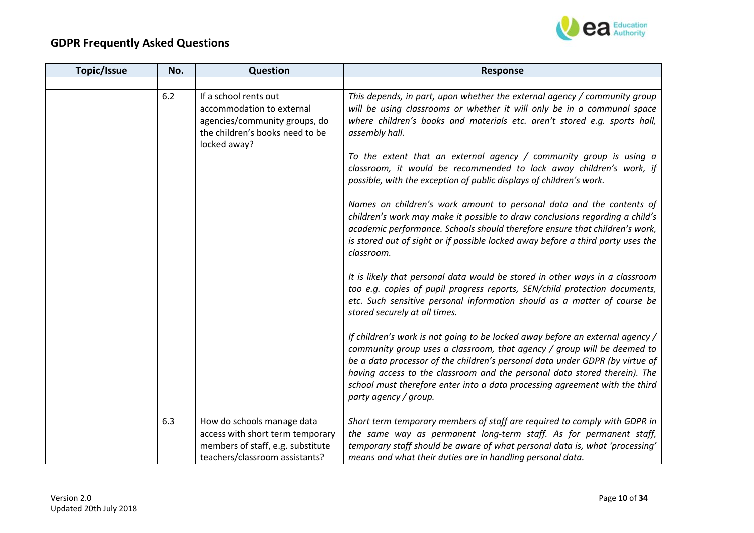## GDPR Frequently Asked Questions

| Topic/Issue | No. | Question | Response |
|---|---|---|---|
| | | | |
| | 6.2 | If a school rents out accommodation to external agencies/community groups, do the children's books need to be locked away? | *This depends, in part, upon whether the external agency / community group will be using classrooms or whether it will only be in a communal space where children's books and materials etc. aren't stored e.g. sports hall, assembly hall.*<br><br>*To the extent that an external agency / community group is using a classroom, it would be recommended to lock away children's work, if possible, with the exception of public displays of children's work.*<br><br>*Names on children's work amount to personal data and the contents of children's work may make it possible to draw conclusions regarding a child's academic performance. Schools should therefore ensure that children's work, is stored out of sight or if possible locked away before a third party uses the classroom.*<br><br>*It is likely that personal data would be stored in other ways in a classroom too e.g. copies of pupil progress reports, SEN/child protection documents, etc. Such sensitive personal information should as a matter of course be stored securely at all times.*<br><br>*If children's work is not going to be locked away before an external agency / community group uses a classroom, that agency / group will be deemed to be a data processor of the children's personal data under GDPR (by virtue of having access to the classroom and the personal data stored therein). The school must therefore enter into a data processing agreement with the third party agency / group.* |
| | 6.3 | How do schools manage data access with short term temporary members of staff, e.g. substitute teachers/classroom assistants? | *Short term temporary members of staff are required to comply with GDPR in the same way as permanent long-term staff. As for permanent staff, temporary staff should be aware of what personal data is, what 'processing' means and what their duties are in handling personal data.* |

Version 2.0
Updated 20th July 2018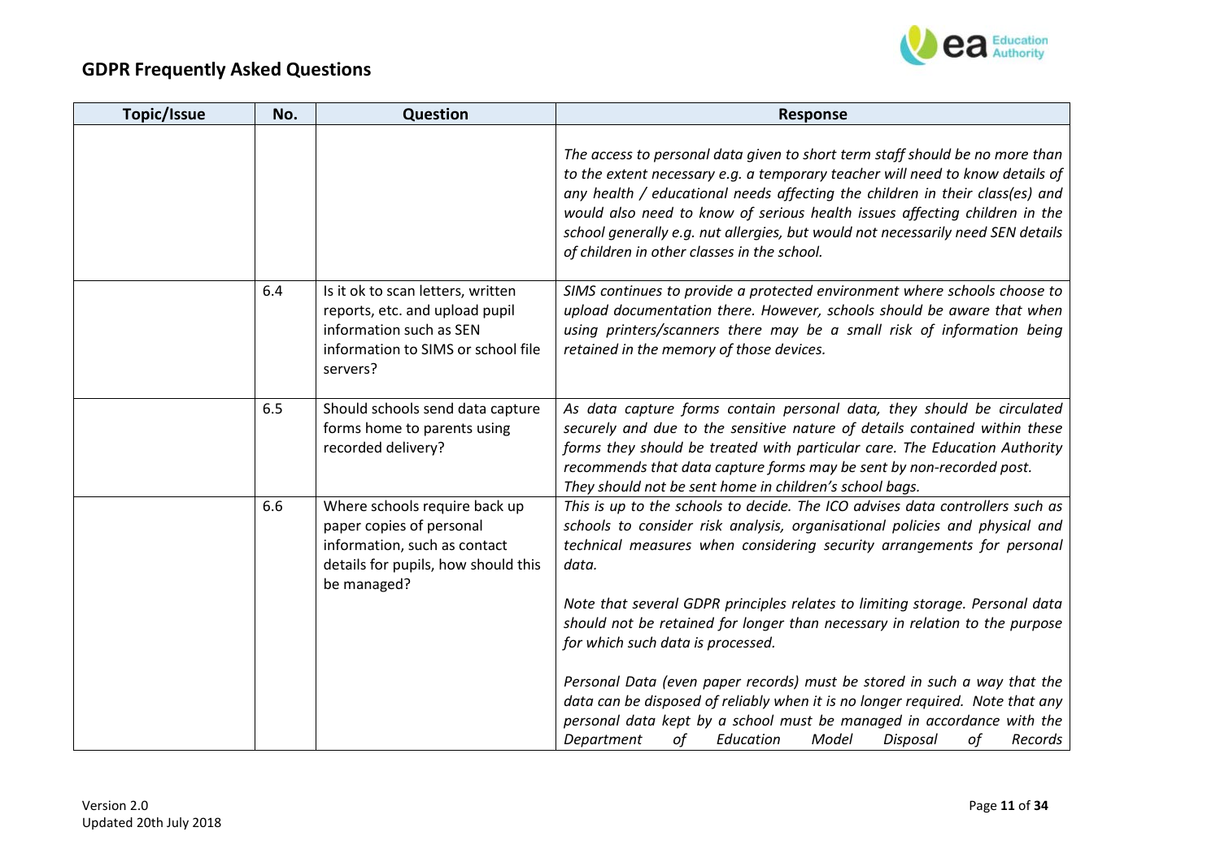## GDPR Frequently Asked Questions

| Topic/Issue | No. | Question | Response |
|---|---|---|---|
| | | | *The access to personal data given to short term staff should be no more than to the extent necessary e.g. a temporary teacher will need to know details of any health / educational needs affecting the children in their class(es) and would also need to know of serious health issues affecting children in the school generally e.g. nut allergies, but would not necessarily need SEN details of children in other classes in the school.* |
| | 6.4 | Is it ok to scan letters, written reports, etc. and upload pupil information such as SEN information to SIMS or school file servers? | *SIMS continues to provide a protected environment where schools choose to upload documentation there. However, schools should be aware that when using printers/scanners there may be a small risk of information being retained in the memory of those devices.* |
| | 6.5 | Should schools send data capture forms home to parents using recorded delivery? | *As data capture forms contain personal data, they should be circulated securely and due to the sensitive nature of details contained within these forms they should be treated with particular care. The Education Authority recommends that data capture forms may be sent by non-recorded post. They should not be sent home in children's school bags.* |
| | 6.6 | Where schools require back up paper copies of personal information, such as contact details for pupils, how should this be managed? | *This is up to the schools to decide. The ICO advises data controllers such as schools to consider risk analysis, organisational policies and physical and technical measures when considering security arrangements for personal data.*<br><br>*Note that several GDPR principles relates to limiting storage. Personal data should not be retained for longer than necessary in relation to the purpose for which such data is processed.*<br><br>*Personal Data (even paper records) must be stored in such a way that the data can be disposed of reliably when it is no longer required. Note that any personal data kept by a school must be managed in accordance with the Department of Education Model Disposal of Records* |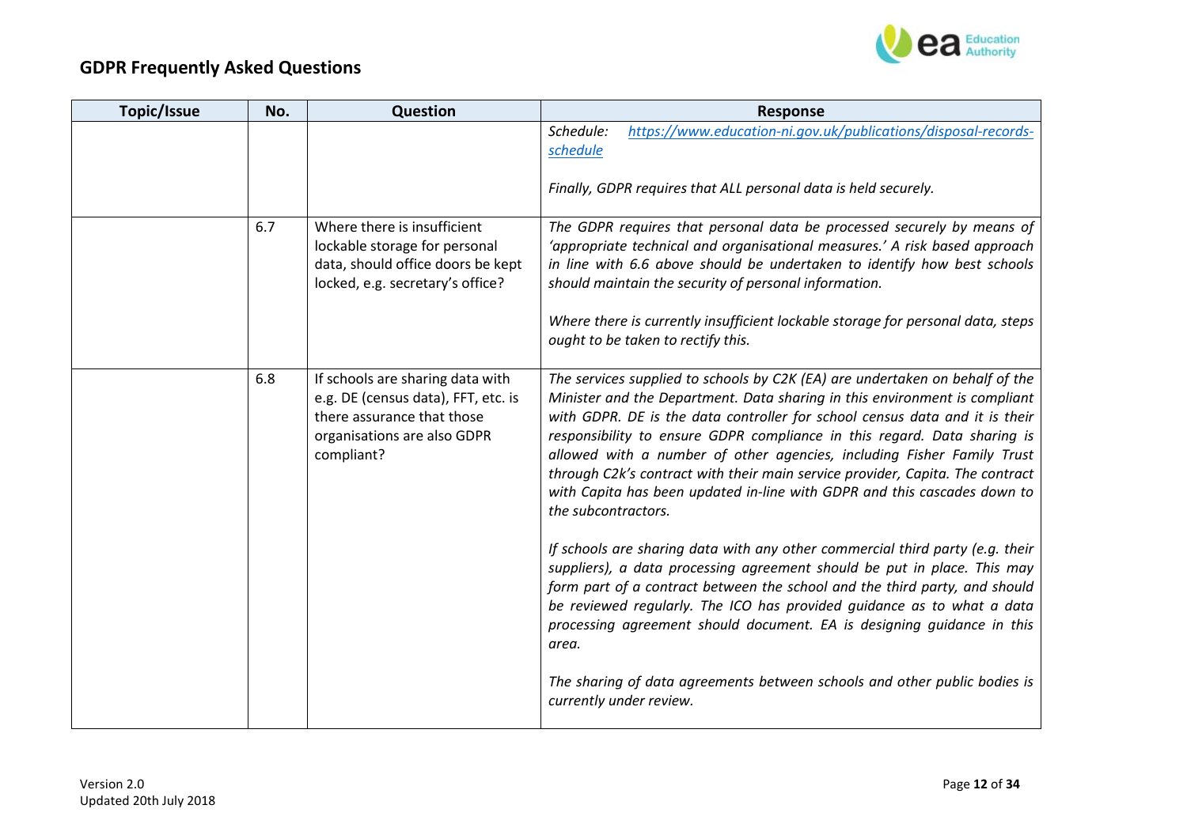## GDPR Frequently Asked Questions

| Topic/Issue | No. | Question | Response |
|---|---|---|---|
| | | | *Schedule: [https://www.education-ni.gov.uk/publications/disposal-records-schedule](https://www.education-ni.gov.uk/publications/disposal-records-schedule)*<br><br>*Finally, GDPR requires that ALL personal data is held securely.* |
| | 6.7 | Where there is insufficient lockable storage for personal data, should office doors be kept locked, e.g. secretary's office? | *The GDPR requires that personal data be processed securely by means of 'appropriate technical and organisational measures.' A risk based approach in line with 6.6 above should be undertaken to identify how best schools should maintain the security of personal information.*<br><br>*Where there is currently insufficient lockable storage for personal data, steps ought to be taken to rectify this.* |
| | 6.8 | If schools are sharing data with e.g. DE (census data), FFT, etc. is there assurance that those organisations are also GDPR compliant? | *The services supplied to schools by C2K (EA) are undertaken on behalf of the Minister and the Department. Data sharing in this environment is compliant with GDPR. DE is the data controller for school census data and it is their responsibility to ensure GDPR compliance in this regard. Data sharing is allowed with a number of other agencies, including Fisher Family Trust through C2k's contract with their main service provider, Capita. The contract with Capita has been updated in-line with GDPR and this cascades down to the subcontractors.*<br><br>*If schools are sharing data with any other commercial third party (e.g. their suppliers), a data processing agreement should be put in place. This may form part of a contract between the school and the third party, and should be reviewed regularly. The ICO has provided guidance as to what a data processing agreement should document. EA is designing guidance in this area.*<br><br>*The sharing of data agreements between schools and other public bodies is currently under review.* |

Version 2.0
Updated 20th July 2018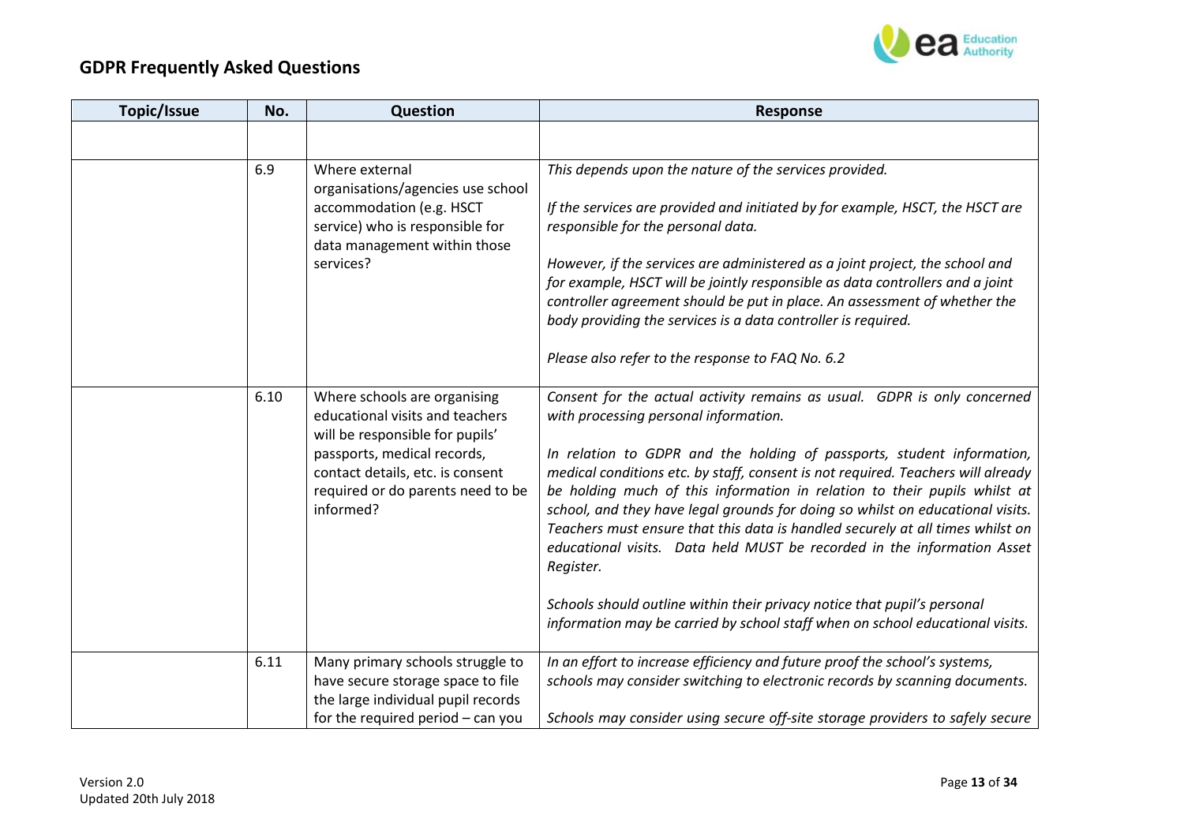## GDPR Frequently Asked Questions

| Topic/Issue | No. | Question | Response |
|---|---|---|---|
| | | | |
| | 6.9 | Where external organisations/agencies use school accommodation (e.g. HSCT service) who is responsible for data management within those services? | *This depends upon the nature of the services provided.*<br><br>*If the services are provided and initiated by for example, HSCT, the HSCT are responsible for the personal data.*<br><br>*However, if the services are administered as a joint project, the school and for example, HSCT will be jointly responsible as data controllers and a joint controller agreement should be put in place. An assessment of whether the body providing the services is a data controller is required.*<br><br>*Please also refer to the response to FAQ No. 6.2* |
| | 6.10 | Where schools are organising educational visits and teachers will be responsible for pupils' passports, medical records, contact details, etc. is consent required or do parents need to be informed? | *Consent for the actual activity remains as usual. GDPR is only concerned with processing personal information.*<br><br>*In relation to GDPR and the holding of passports, student information, medical conditions etc. by staff, consent is not required. Teachers will already be holding much of this information in relation to their pupils whilst at school, and they have legal grounds for doing so whilst on educational visits. Teachers must ensure that this data is handled securely at all times whilst on educational visits. Data held MUST be recorded in the information Asset Register.*<br><br>*Schools should outline within their privacy notice that pupil's personal information may be carried by school staff when on school educational visits.* |
| | 6.11 | Many primary schools struggle to have secure storage space to file the large individual pupil records for the required period – can you | *In an effort to increase efficiency and future proof the school's systems, schools may consider switching to electronic records by scanning documents.*<br><br>*Schools may consider using secure off-site storage providers to safely secure* |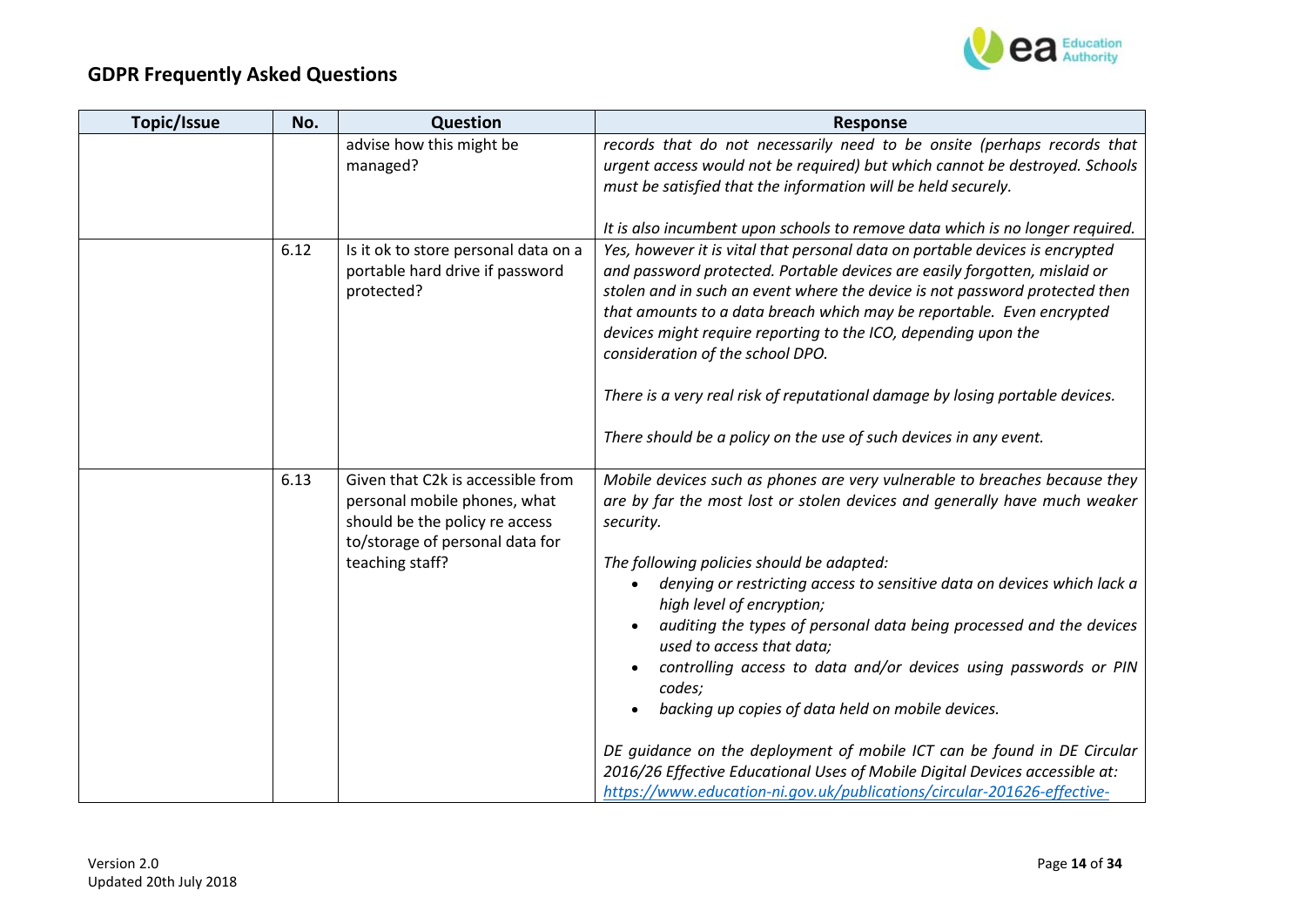## GDPR Frequently Asked Questions

| Topic/Issue | No. | Question | Response |
|---|---|---|---|
| | | advise how this might be managed? | *records that do not necessarily need to be onsite (perhaps records that urgent access would not be required) but which cannot be destroyed. Schools must be satisfied that the information will be held securely.*<br><br>*It is also incumbent upon schools to remove data which is no longer required.* |
| | 6.12 | Is it ok to store personal data on a portable hard drive if password protected? | *Yes, however it is vital that personal data on portable devices is encrypted and password protected. Portable devices are easily forgotten, mislaid or stolen and in such an event where the device is not password protected then that amounts to a data breach which may be reportable. Even encrypted devices might require reporting to the ICO, depending upon the consideration of the school DPO.*<br><br>*There is a very real risk of reputational damage by losing portable devices.*<br><br>*There should be a policy on the use of such devices in any event.* |
| | 6.13 | Given that C2k is accessible from personal mobile phones, what should be the policy re access to/storage of personal data for teaching staff? | *Mobile devices such as phones are very vulnerable to breaches because they are by far the most lost or stolen devices and generally have much weaker security.*<br><br>*The following policies should be adapted:*<br>• *denying or restricting access to sensitive data on devices which lack a high level of encryption;*<br>• *auditing the types of personal data being processed and the devices used to access that data;*<br>• *controlling access to data and/or devices using passwords or PIN codes;*<br>• *backing up copies of data held on mobile devices.*<br><br>*DE guidance on the deployment of mobile ICT can be found in DE Circular 2016/26 Effective Educational Uses of Mobile Digital Devices accessible at:* *https://www.education-ni.gov.uk/publications/circular-201626-effective-* |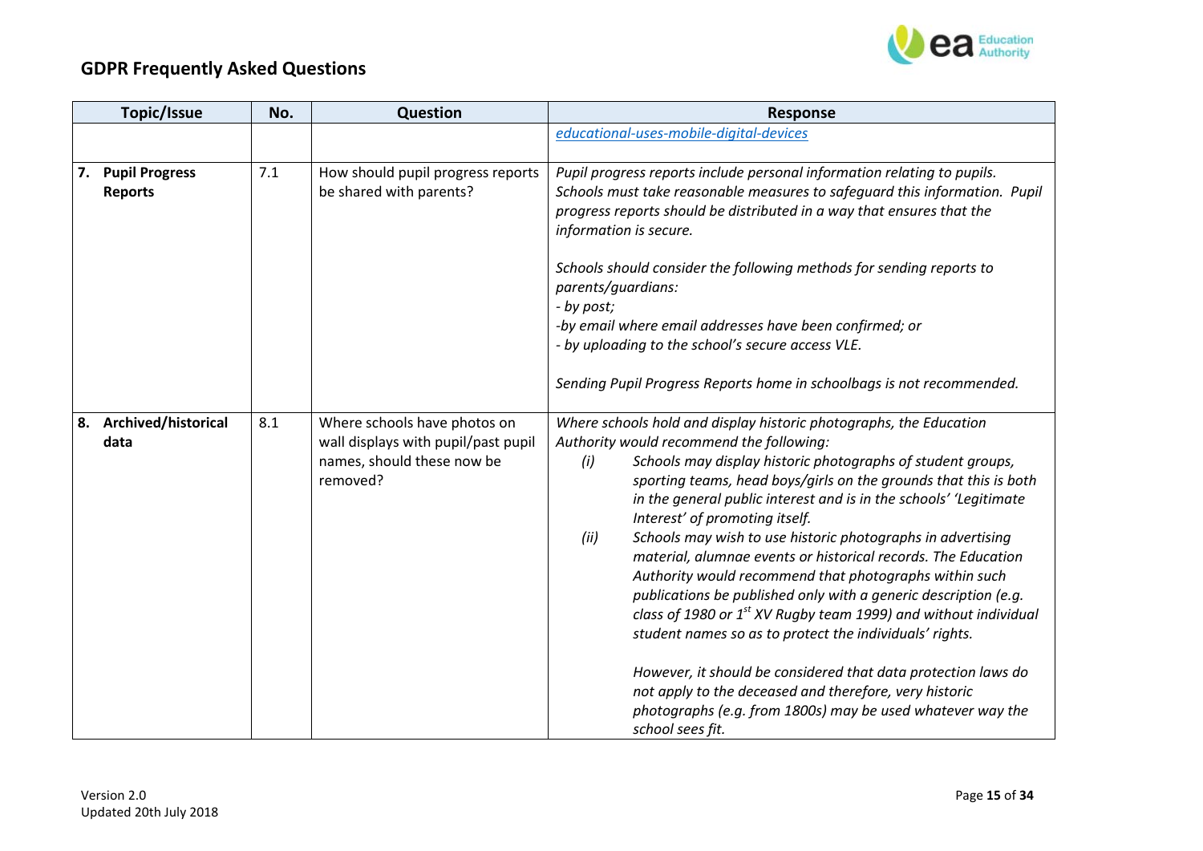| Topic/Issue | No. | Question | Response |
|---|---|---|---|
| | | | *educational-uses-mobile-digital-devices* |
| **7. Pupil Progress Reports** | 7.1 | How should pupil progress reports be shared with parents? | *Pupil progress reports include personal information relating to pupils. Schools must take reasonable measures to safeguard this information. Pupil progress reports should be distributed in a way that ensures that the information is secure.*<br><br>*Schools should consider the following methods for sending reports to parents/guardians:*<br>*- by post;*<br>*-by email where email addresses have been confirmed; or*<br>*- by uploading to the school's secure access VLE.*<br><br>*Sending Pupil Progress Reports home in schoolbags is not recommended.* |
| **8. Archived/historical data** | 8.1 | Where schools have photos on wall displays with pupil/past pupil names, should these now be removed? | *Where schools hold and display historic photographs, the Education Authority would recommend the following:*<br>*(i) Schools may display historic photographs of student groups, sporting teams, head boys/girls on the grounds that this is both in the general public interest and is in the schools' 'Legitimate Interest' of promoting itself.*<br>*(ii) Schools may wish to use historic photographs in advertising material, alumnae events or historical records. The Education Authority would recommend that photographs within such publications be published only with a generic description (e.g. class of 1980 or 1st XV Rugby team 1999) and without individual student names so as to protect the individuals' rights.*<br><br>*However, it should be considered that data protection laws do not apply to the deceased and therefore, very historic photographs (e.g. from 1800s) may be used whatever way the school sees fit.* |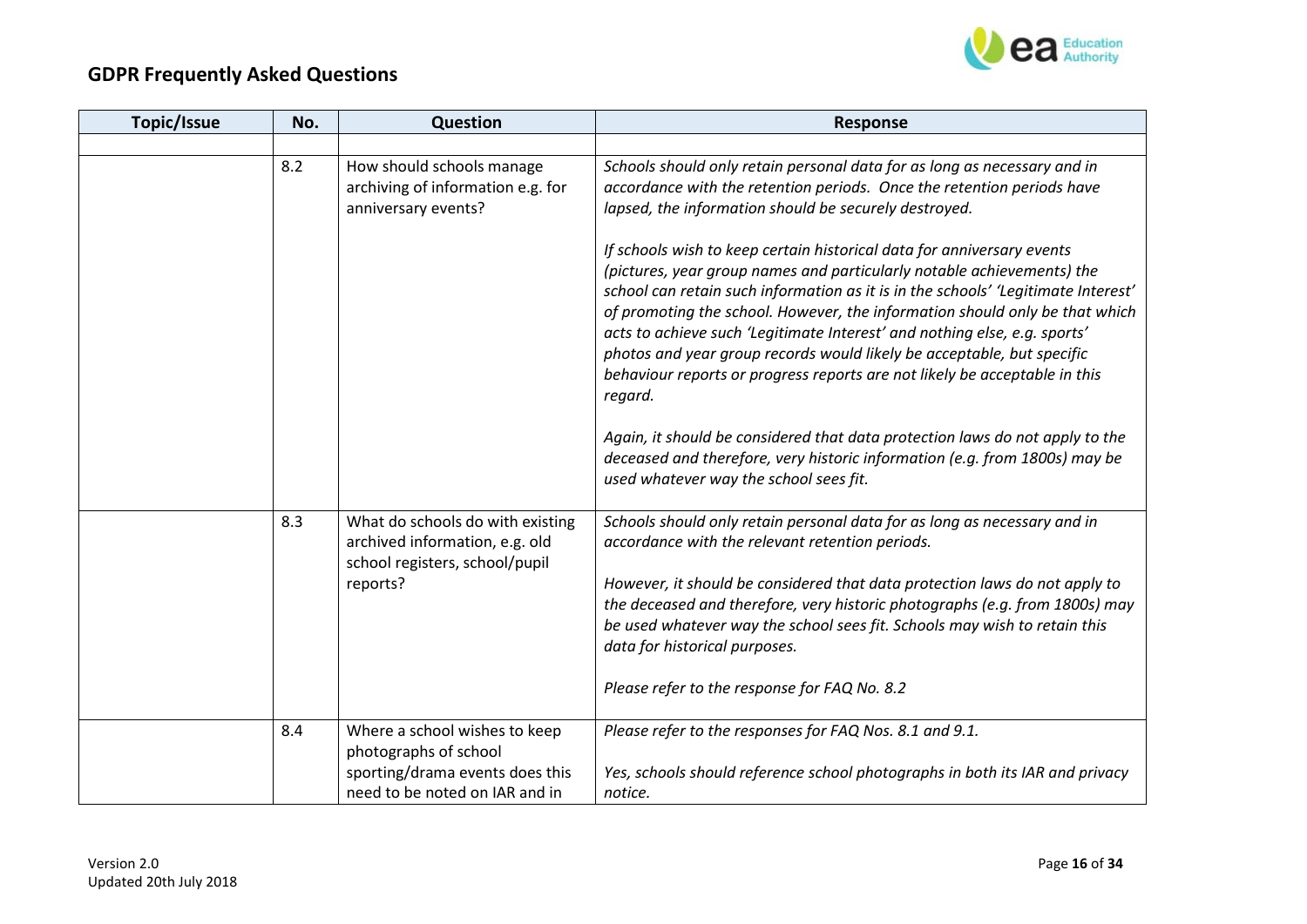## GDPR Frequently Asked Questions

| Topic/Issue | No. | Question | Response |
|---|---|---|---|
| | | | |
| | 8.2 | How should schools manage archiving of information e.g. for anniversary events? | *Schools should only retain personal data for as long as necessary and in accordance with the retention periods. Once the retention periods have lapsed, the information should be securely destroyed.*<br><br>*If schools wish to keep certain historical data for anniversary events (pictures, year group names and particularly notable achievements) the school can retain such information as it is in the schools' 'Legitimate Interest' of promoting the school. However, the information should only be that which acts to achieve such 'Legitimate Interest' and nothing else, e.g. sports' photos and year group records would likely be acceptable, but specific behaviour reports or progress reports are not likely be acceptable in this regard.*<br><br>*Again, it should be considered that data protection laws do not apply to the deceased and therefore, very historic information (e.g. from 1800s) may be used whatever way the school sees fit.* |
| | 8.3 | What do schools do with existing archived information, e.g. old school registers, school/pupil reports? | *Schools should only retain personal data for as long as necessary and in accordance with the relevant retention periods.*<br><br>*However, it should be considered that data protection laws do not apply to the deceased and therefore, very historic photographs (e.g. from 1800s) may be used whatever way the school sees fit. Schools may wish to retain this data for historical purposes.*<br><br>*Please refer to the response for FAQ No. 8.2* |
| | 8.4 | Where a school wishes to keep photographs of school sporting/drama events does this need to be noted on IAR and in | *Please refer to the responses for FAQ Nos. 8.1 and 9.1.*<br><br>*Yes, schools should reference school photographs in both its IAR and privacy notice.* |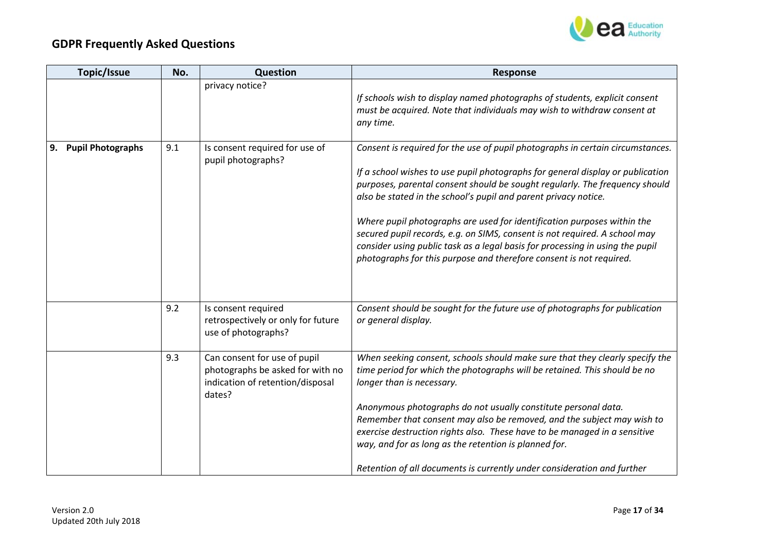| Topic/Issue | No. | Question | Response |
|---|---|---|---|
| | | privacy notice? | *If schools wish to display named photographs of students, explicit consent must be acquired. Note that individuals may wish to withdraw consent at any time.* |
| **9. Pupil Photographs** | 9.1 | Is consent required for use of pupil photographs? | *Consent is required for the use of pupil photographs in certain circumstances.*<br><br>*If a school wishes to use pupil photographs for general display or publication purposes, parental consent should be sought regularly. The frequency should also be stated in the school's pupil and parent privacy notice.*<br><br>*Where pupil photographs are used for identification purposes within the secured pupil records, e.g. on SIMS, consent is not required. A school may consider using public task as a legal basis for processing in using the pupil photographs for this purpose and therefore consent is not required.* |
| | 9.2 | Is consent required retrospectively or only for future use of photographs? | *Consent should be sought for the future use of photographs for publication or general display.* |
| | 9.3 | Can consent for use of pupil photographs be asked for with no indication of retention/disposal dates? | *When seeking consent, schools should make sure that they clearly specify the time period for which the photographs will be retained. This should be no longer than is necessary.*<br><br>*Anonymous photographs do not usually constitute personal data. Remember that consent may also be removed, and the subject may wish to exercise destruction rights also. These have to be managed in a sensitive way, and for as long as the retention is planned for.*<br><br>*Retention of all documents is currently under consideration and further* |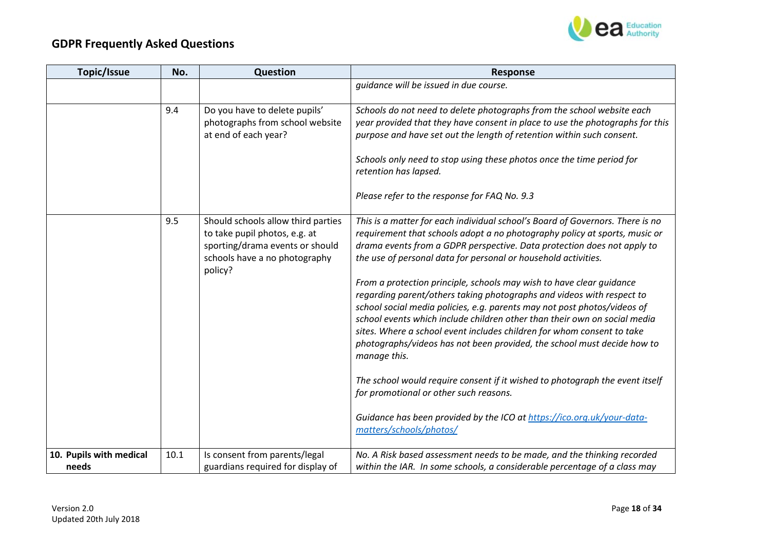## GDPR Frequently Asked Questions

| Topic/Issue | No. | Question | Response |
|---|---|---|---|
| | | | *guidance will be issued in due course.* |
| | 9.4 | Do you have to delete pupils' photographs from school website at end of each year? | *Schools do not need to delete photographs from the school website each year provided that they have consent in place to use the photographs for this purpose and have set out the length of retention within such consent.*<br><br>*Schools only need to stop using these photos once the time period for retention has lapsed.*<br><br>*Please refer to the response for FAQ No. 9.3* |
| | 9.5 | Should schools allow third parties to take pupil photos, e.g. at sporting/drama events or should schools have a no photography policy? | *This is a matter for each individual school's Board of Governors. There is no requirement that schools adopt a no photography policy at sports, music or drama events from a GDPR perspective. Data protection does not apply to the use of personal data for personal or household activities.*<br><br>*From a protection principle, schools may wish to have clear guidance regarding parent/others taking photographs and videos with respect to school social media policies, e.g. parents may not post photos/videos of school events which include children other than their own on social media sites. Where a school event includes children for whom consent to take photographs/videos has not been provided, the school must decide how to manage this.*<br><br>*The school would require consent if it wished to photograph the event itself for promotional or other such reasons.*<br><br>*Guidance has been provided by the ICO at [https://ico.org.uk/your-data-matters/schools/photos/](https://ico.org.uk/your-data-matters/schools/photos/)* |
| **10. Pupils with medical needs** | 10.1 | Is consent from parents/legal guardians required for display of | *No. A Risk based assessment needs to be made, and the thinking recorded within the IAR. In some schools, a considerable percentage of a class may* |

Version 2.0
Updated 20th July 2018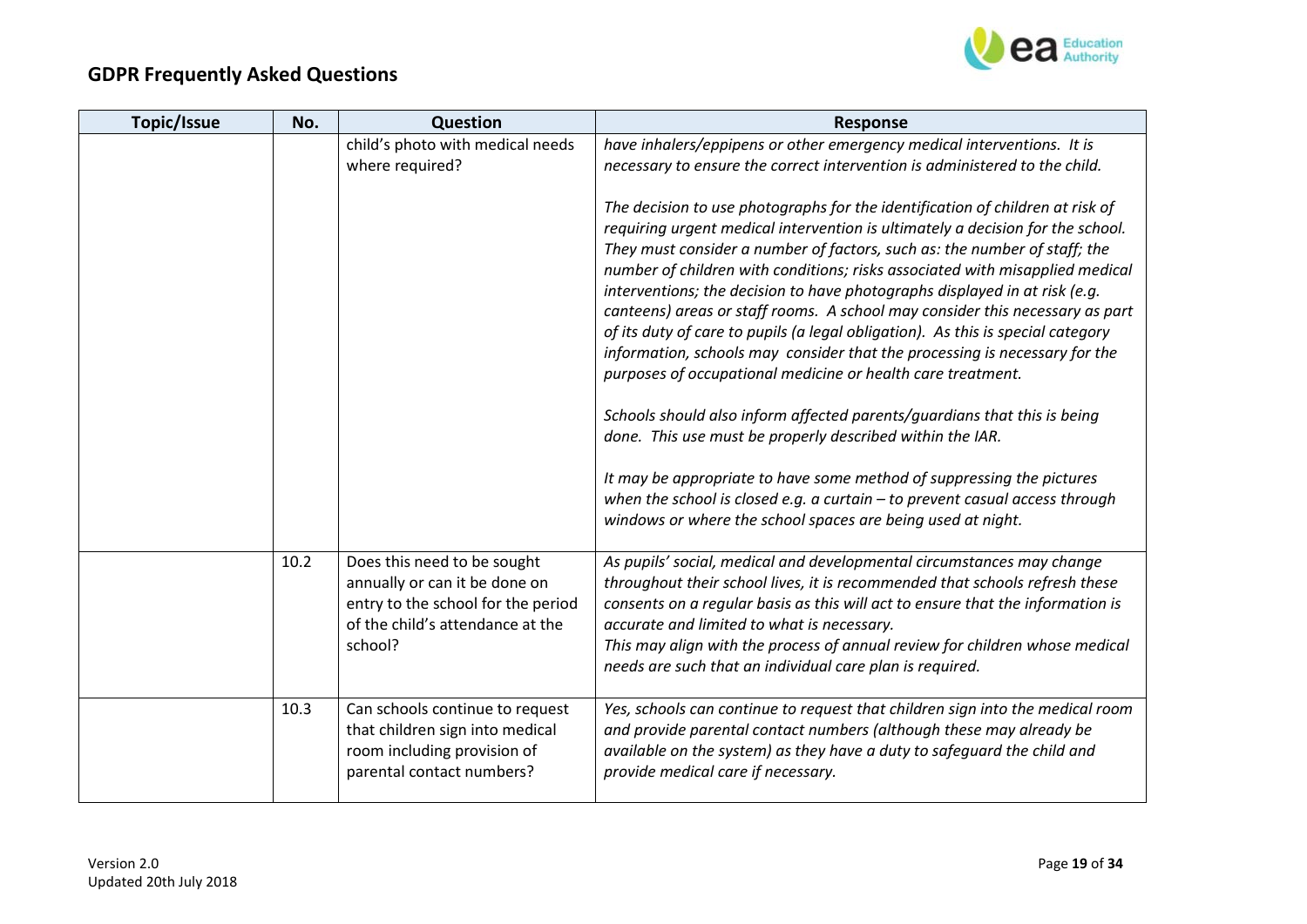## GDPR Frequently Asked Questions

| Topic/Issue | No. | Question | Response |
|---|---|---|---|
| | | child's photo with medical needs where required? | *have inhalers/eppipens or other emergency medical interventions. It is necessary to ensure the correct intervention is administered to the child.*<br><br>*The decision to use photographs for the identification of children at risk of requiring urgent medical intervention is ultimately a decision for the school. They must consider a number of factors, such as: the number of staff; the number of children with conditions; risks associated with misapplied medical interventions; the decision to have photographs displayed in at risk (e.g. canteens) areas or staff rooms. A school may consider this necessary as part of its duty of care to pupils (a legal obligation). As this is special category information, schools may consider that the processing is necessary for the purposes of occupational medicine or health care treatment.*<br><br>*Schools should also inform affected parents/guardians that this is being done. This use must be properly described within the IAR.*<br><br>*It may be appropriate to have some method of suppressing the pictures when the school is closed e.g. a curtain – to prevent casual access through windows or where the school spaces are being used at night.* |
| | 10.2 | Does this need to be sought annually or can it be done on entry to the school for the period of the child's attendance at the school? | *As pupils' social, medical and developmental circumstances may change throughout their school lives, it is recommended that schools refresh these consents on a regular basis as this will act to ensure that the information is accurate and limited to what is necessary.*<br>*This may align with the process of annual review for children whose medical needs are such that an individual care plan is required.* |
| | 10.3 | Can schools continue to request that children sign into medical room including provision of parental contact numbers? | *Yes, schools can continue to request that children sign into the medical room and provide parental contact numbers (although these may already be available on the system) as they have a duty to safeguard the child and provide medical care if necessary.* |

Version 2.0
Updated 20th July 2018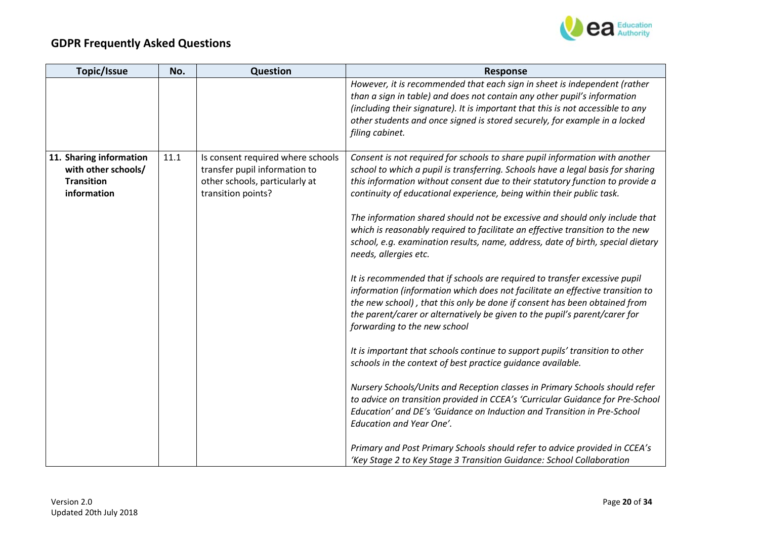# GDPR Frequently Asked Questions

| Topic/Issue | No. | Question | Response |
|---|---|---|---|
| | | | *However, it is recommended that each sign in sheet is independent (rather than a sign in table) and does not contain any other pupil's information (including their signature). It is important that this is not accessible to any other students and once signed is stored securely, for example in a locked filing cabinet.* |
| **11. Sharing information with other schools/ Transition information** | 11.1 | Is consent required where schools transfer pupil information to other schools, particularly at transition points? | *Consent is not required for schools to share pupil information with another school to which a pupil is transferring. Schools have a legal basis for sharing this information without consent due to their statutory function to provide a continuity of educational experience, being within their public task.*<br><br>*The information shared should not be excessive and should only include that which is reasonably required to facilitate an effective transition to the new school, e.g. examination results, name, address, date of birth, special dietary needs, allergies etc.*<br><br>*It is recommended that if schools are required to transfer excessive pupil information (information which does not facilitate an effective transition to the new school) , that this only be done if consent has been obtained from the parent/carer or alternatively be given to the pupil's parent/carer for forwarding to the new school*<br><br>*It is important that schools continue to support pupils' transition to other schools in the context of best practice guidance available.*<br><br>*Nursery Schools/Units and Reception classes in Primary Schools should refer to advice on transition provided in CCEA's 'Curricular Guidance for Pre-School Education' and DE's 'Guidance on Induction and Transition in Pre-School Education and Year One'.*<br><br>*Primary and Post Primary Schools should refer to advice provided in CCEA's 'Key Stage 2 to Key Stage 3 Transition Guidance: School Collaboration* |

Version 2.0
Updated 20th July 2018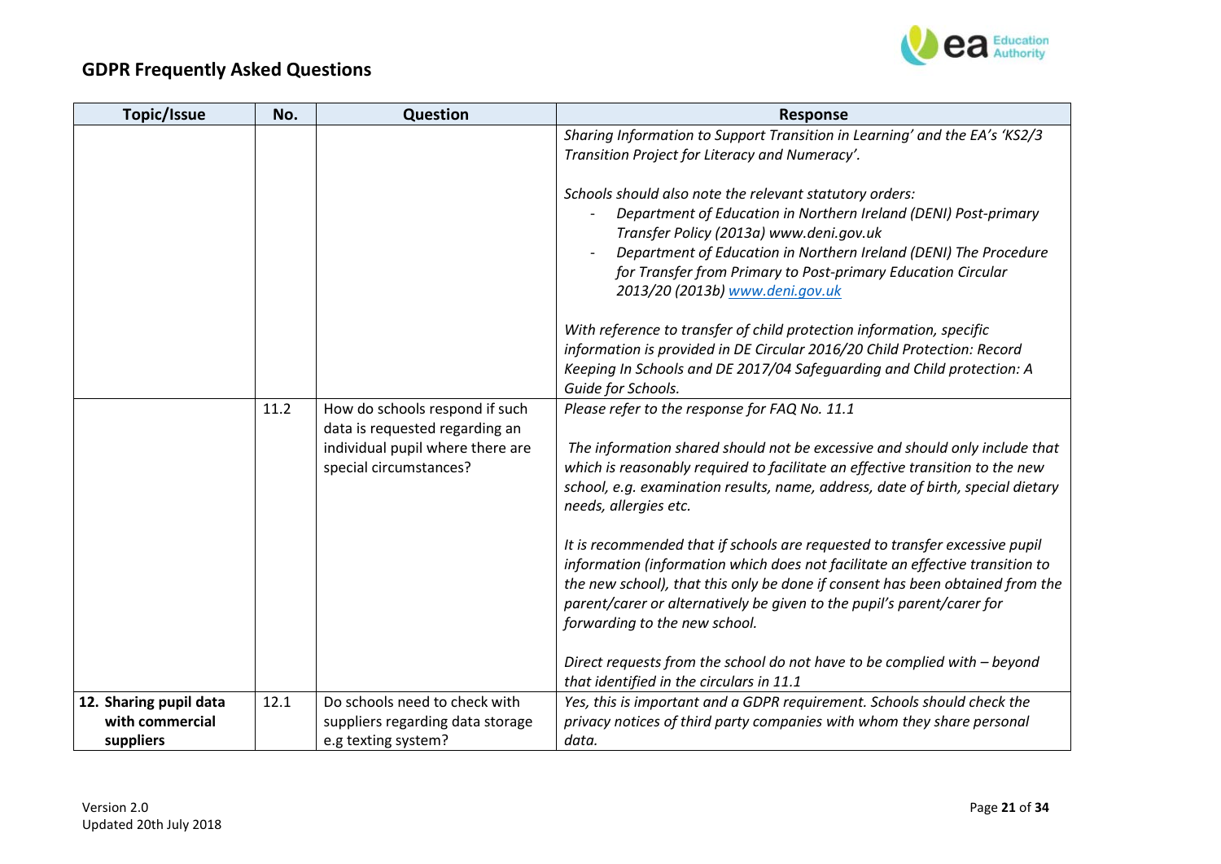| Topic/Issue | No. | Question | Response |
|---|---|---|---|
| | | | *Sharing Information to Support Transition in Learning' and the EA's 'KS2/3 Transition Project for Literacy and Numeracy'.*<br><br>*Schools should also note the relevant statutory orders:*<br>- *Department of Education in Northern Ireland (DENI) Post-primary Transfer Policy (2013a) www.deni.gov.uk*<br>- *Department of Education in Northern Ireland (DENI) The Procedure for Transfer from Primary to Post-primary Education Circular 2013/20 (2013b) www.deni.gov.uk*<br><br>*With reference to transfer of child protection information, specific information is provided in DE Circular 2016/20 Child Protection: Record Keeping In Schools and DE 2017/04 Safeguarding and Child protection: A Guide for Schools.* |
| | 11.2 | How do schools respond if such data is requested regarding an individual pupil where there are special circumstances? | *Please refer to the response for FAQ No. 11.1*<br><br>*The information shared should not be excessive and should only include that which is reasonably required to facilitate an effective transition to the new school, e.g. examination results, name, address, date of birth, special dietary needs, allergies etc.*<br><br>*It is recommended that if schools are requested to transfer excessive pupil information (information which does not facilitate an effective transition to the new school), that this only be done if consent has been obtained from the parent/carer or alternatively be given to the pupil's parent/carer for forwarding to the new school.*<br><br>*Direct requests from the school do not have to be complied with – beyond that identified in the circulars in 11.1* |
| **12. Sharing pupil data with commercial suppliers** | 12.1 | Do schools need to check with suppliers regarding data storage e.g texting system? | *Yes, this is important and a GDPR requirement. Schools should check the privacy notices of third party companies with whom they share personal data.* |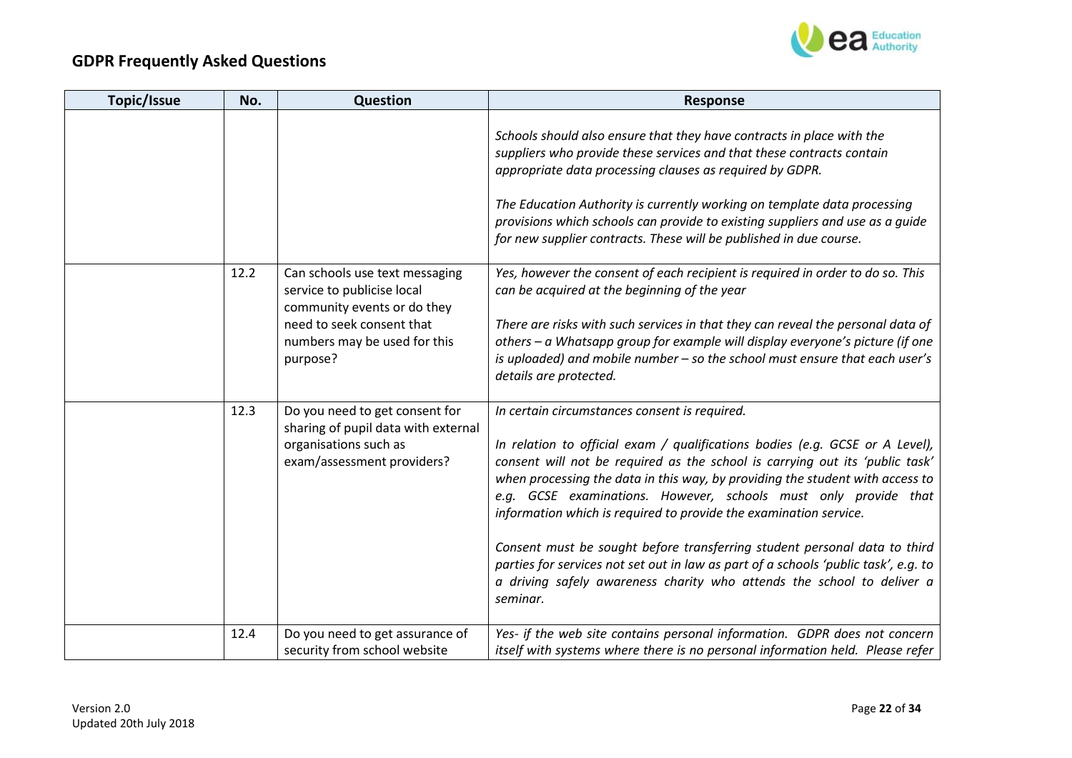# GDPR Frequently Asked Questions

| Topic/Issue | No. | Question | Response |
|---|---|---|---|
| | | | *Schools should also ensure that they have contracts in place with the suppliers who provide these services and that these contracts contain appropriate data processing clauses as required by GDPR.*<br><br>*The Education Authority is currently working on template data processing provisions which schools can provide to existing suppliers and use as a guide for new supplier contracts. These will be published in due course.* |
| | 12.2 | Can schools use text messaging service to publicise local community events or do they need to seek consent that numbers may be used for this purpose? | *Yes, however the consent of each recipient is required in order to do so. This can be acquired at the beginning of the year*<br><br>*There are risks with such services in that they can reveal the personal data of others – a Whatsapp group for example will display everyone's picture (if one is uploaded) and mobile number – so the school must ensure that each user's details are protected.* |
| | 12.3 | Do you need to get consent for sharing of pupil data with external organisations such as exam/assessment providers? | *In certain circumstances consent is required.*<br><br>*In relation to official exam / qualifications bodies (e.g. GCSE or A Level), consent will not be required as the school is carrying out its 'public task' when processing the data in this way, by providing the student with access to e.g. GCSE examinations. However, schools must only provide that information which is required to provide the examination service.*<br><br>*Consent must be sought before transferring student personal data to third parties for services not set out in law as part of a schools 'public task', e.g. to a driving safely awareness charity who attends the school to deliver a seminar.* |
| | 12.4 | Do you need to get assurance of security from school website | *Yes- if the web site contains personal information. GDPR does not concern itself with systems where there is no personal information held. Please refer* |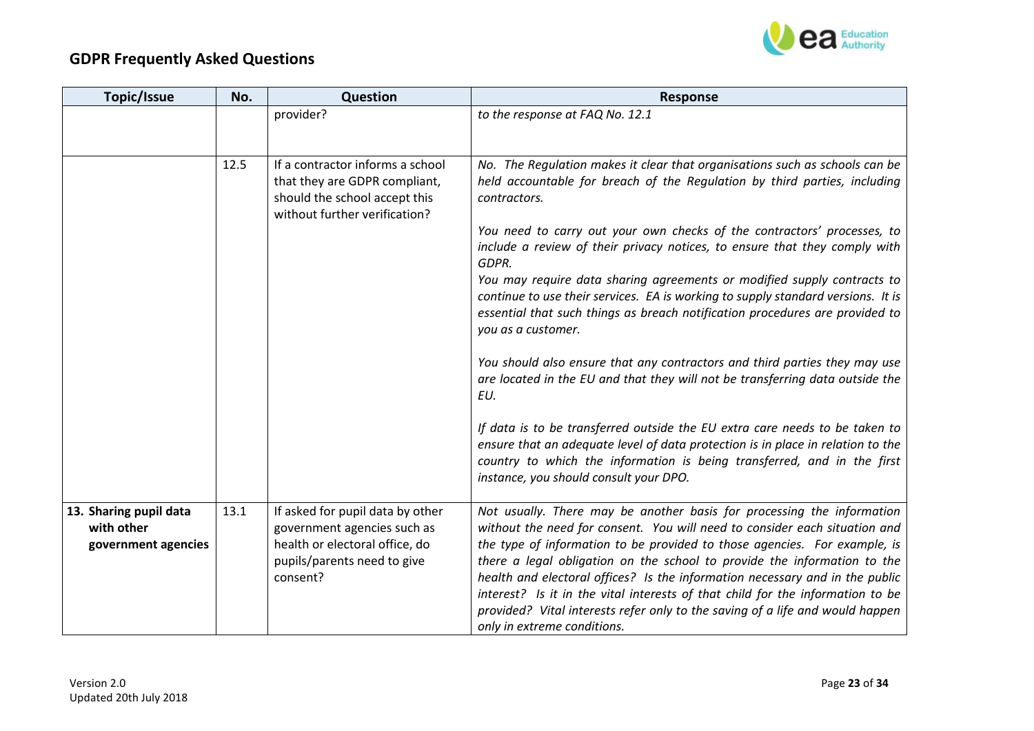## GDPR Frequently Asked Questions

| Topic/Issue | No. | Question | Response |
|---|---|---|---|
| | | provider? | *to the response at FAQ No. 12.1* |
| | 12.5 | If a contractor informs a school that they are GDPR compliant, should the school accept this without further verification? | *No. The Regulation makes it clear that organisations such as schools can be held accountable for breach of the Regulation by third parties, including contractors.*<br><br>*You need to carry out your own checks of the contractors' processes, to include a review of their privacy notices, to ensure that they comply with GDPR.*<br>*You may require data sharing agreements or modified supply contracts to continue to use their services. EA is working to supply standard versions. It is essential that such things as breach notification procedures are provided to you as a customer.*<br><br>*You should also ensure that any contractors and third parties they may use are located in the EU and that they will not be transferring data outside the EU.*<br><br>*If data is to be transferred outside the EU extra care needs to be taken to ensure that an adequate level of data protection is in place in relation to the country to which the information is being transferred, and in the first instance, you should consult your DPO.* |
| **13. Sharing pupil data with other government agencies** | 13.1 | If asked for pupil data by other government agencies such as health or electoral office, do pupils/parents need to give consent? | *Not usually. There may be another basis for processing the information without the need for consent. You will need to consider each situation and the type of information to be provided to those agencies. For example, is there a legal obligation on the school to provide the information to the health and electoral offices? Is the information necessary and in the public interest? Is it in the vital interests of that child for the information to be provided? Vital interests refer only to the saving of a life and would happen only in extreme conditions.* |

Version 2.0
Updated 20th July 2018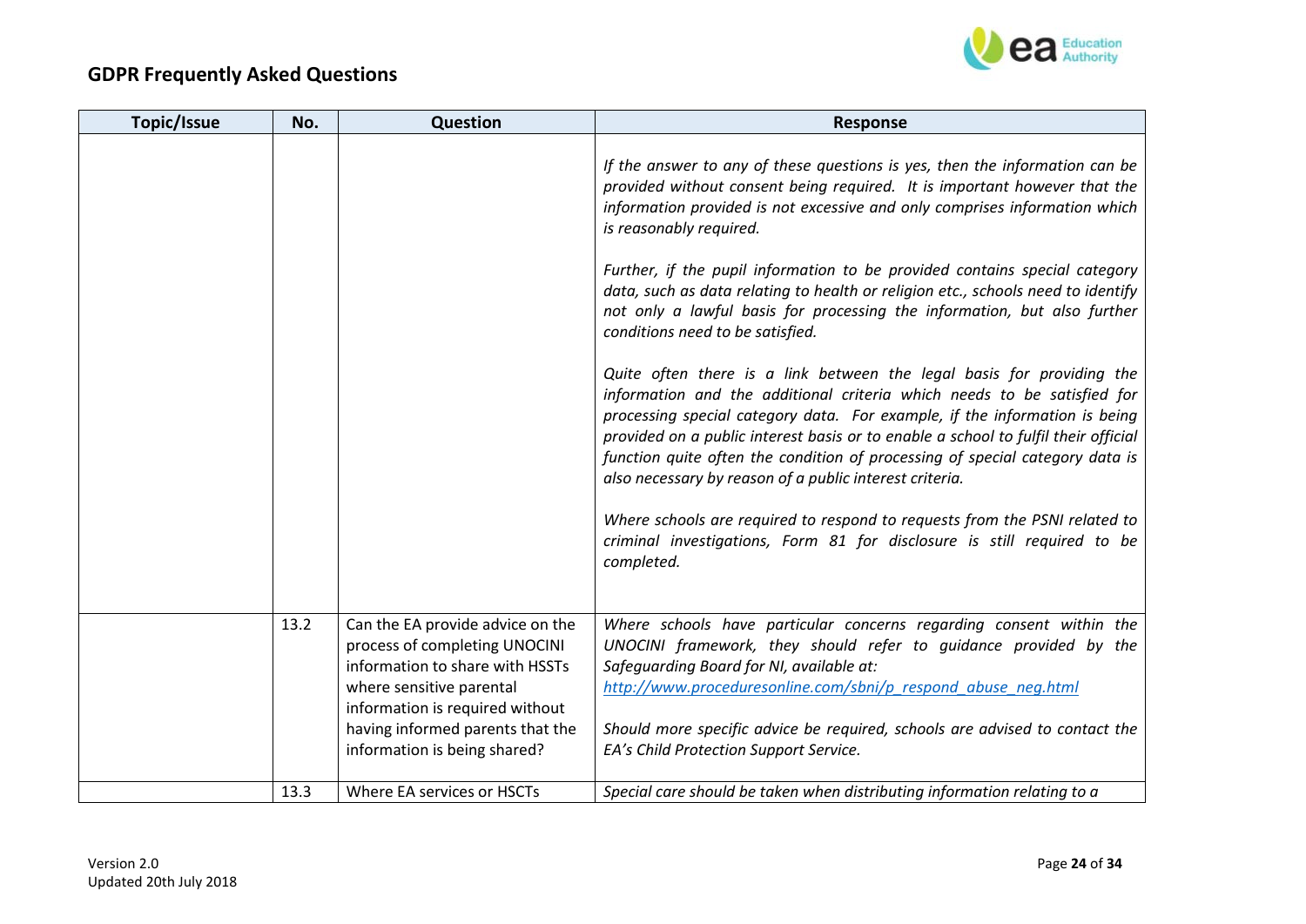## GDPR Frequently Asked Questions

| Topic/Issue | No. | Question | Response |
|---|---|---|---|
| | | | *If the answer to any of these questions is yes, then the information can be provided without consent being required. It is important however that the information provided is not excessive and only comprises information which is reasonably required.*<br><br>*Further, if the pupil information to be provided contains special category data, such as data relating to health or religion etc., schools need to identify not only a lawful basis for processing the information, but also further conditions need to be satisfied.*<br><br>*Quite often there is a link between the legal basis for providing the information and the additional criteria which needs to be satisfied for processing special category data. For example, if the information is being provided on a public interest basis or to enable a school to fulfil their official function quite often the condition of processing of special category data is also necessary by reason of a public interest criteria.*<br><br>*Where schools are required to respond to requests from the PSNI related to criminal investigations, Form 81 for disclosure is still required to be completed.* |
| | 13.2 | Can the EA provide advice on the process of completing UNOCINI information to share with HSSTs where sensitive parental information is required without having informed parents that the information is being shared? | *Where schools have particular concerns regarding consent within the UNOCINI framework, they should refer to guidance provided by the Safeguarding Board for NI, available at:*<br>*http://www.proceduresonline.com/sbni/p_respond_abuse_neg.html*<br><br>*Should more specific advice be required, schools are advised to contact the EA's Child Protection Support Service.* |
| | 13.3 | Where EA services or HSCTs | *Special care should be taken when distributing information relating to a* |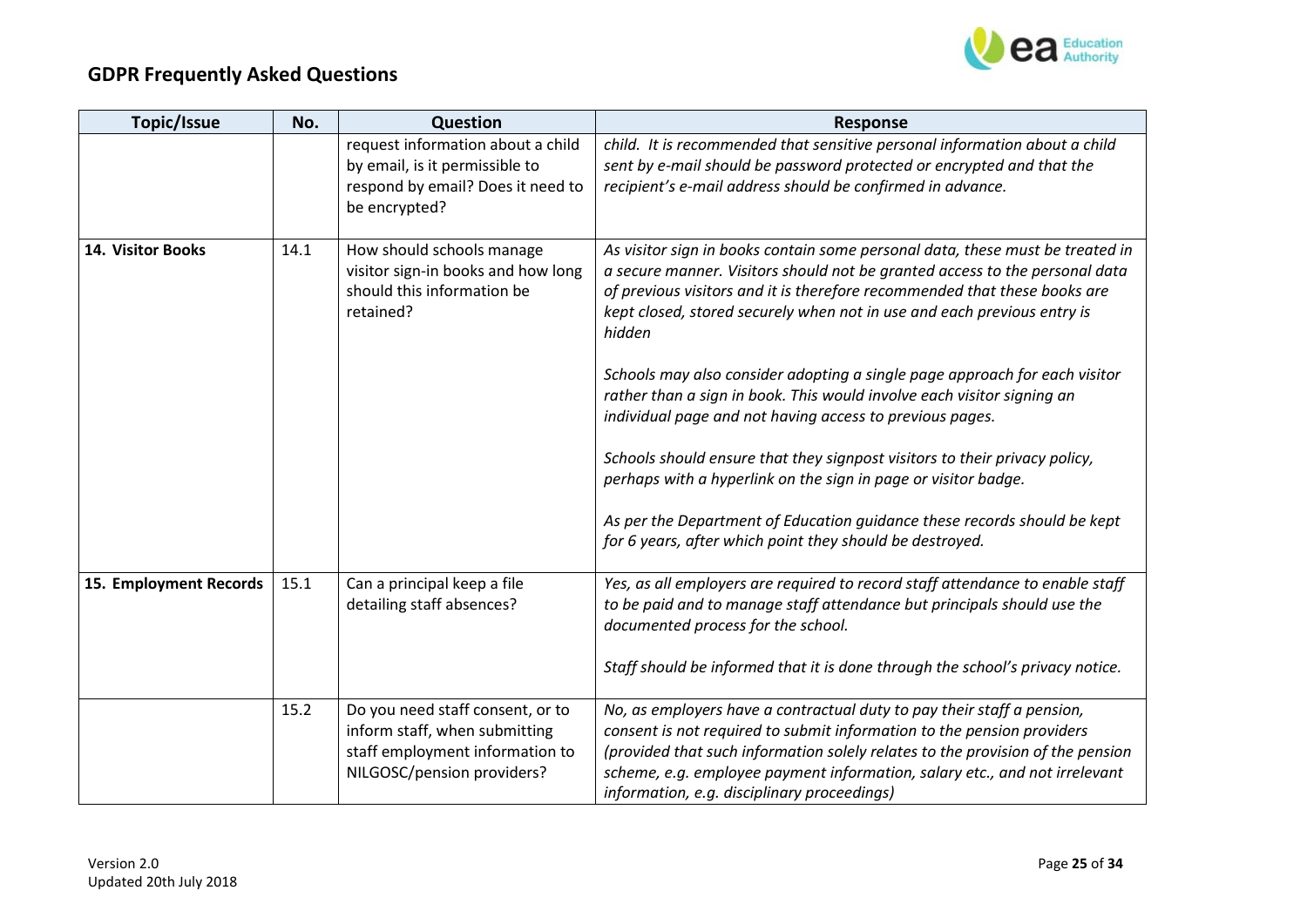## GDPR Frequently Asked Questions

| Topic/Issue | No. | Question | Response |
| --- | --- | --- | --- |
| | | request information about a child by email, is it permissible to respond by email? Does it need to be encrypted? | *child. It is recommended that sensitive personal information about a child sent by e-mail should be password protected or encrypted and that the recipient's e-mail address should be confirmed in advance.* |
| **14. Visitor Books** | 14.1 | How should schools manage visitor sign-in books and how long should this information be retained? | *As visitor sign in books contain some personal data, these must be treated in a secure manner. Visitors should not be granted access to the personal data of previous visitors and it is therefore recommended that these books are kept closed, stored securely when not in use and each previous entry is hidden*<br><br>*Schools may also consider adopting a single page approach for each visitor rather than a sign in book. This would involve each visitor signing an individual page and not having access to previous pages.*<br><br>*Schools should ensure that they signpost visitors to their privacy policy, perhaps with a hyperlink on the sign in page or visitor badge.*<br><br>*As per the Department of Education guidance these records should be kept for 6 years, after which point they should be destroyed.* |
| **15. Employment Records** | 15.1 | Can a principal keep a file detailing staff absences? | *Yes, as all employers are required to record staff attendance to enable staff to be paid and to manage staff attendance but principals should use the documented process for the school.*<br><br>*Staff should be informed that it is done through the school's privacy notice.* |
| | 15.2 | Do you need staff consent, or to inform staff, when submitting staff employment information to NILGOSC/pension providers? | *No, as employers have a contractual duty to pay their staff a pension, consent is not required to submit information to the pension providers (provided that such information solely relates to the provision of the pension scheme, e.g. employee payment information, salary etc., and not irrelevant information, e.g. disciplinary proceedings)* |

Version 2.0
Updated 20th July 2018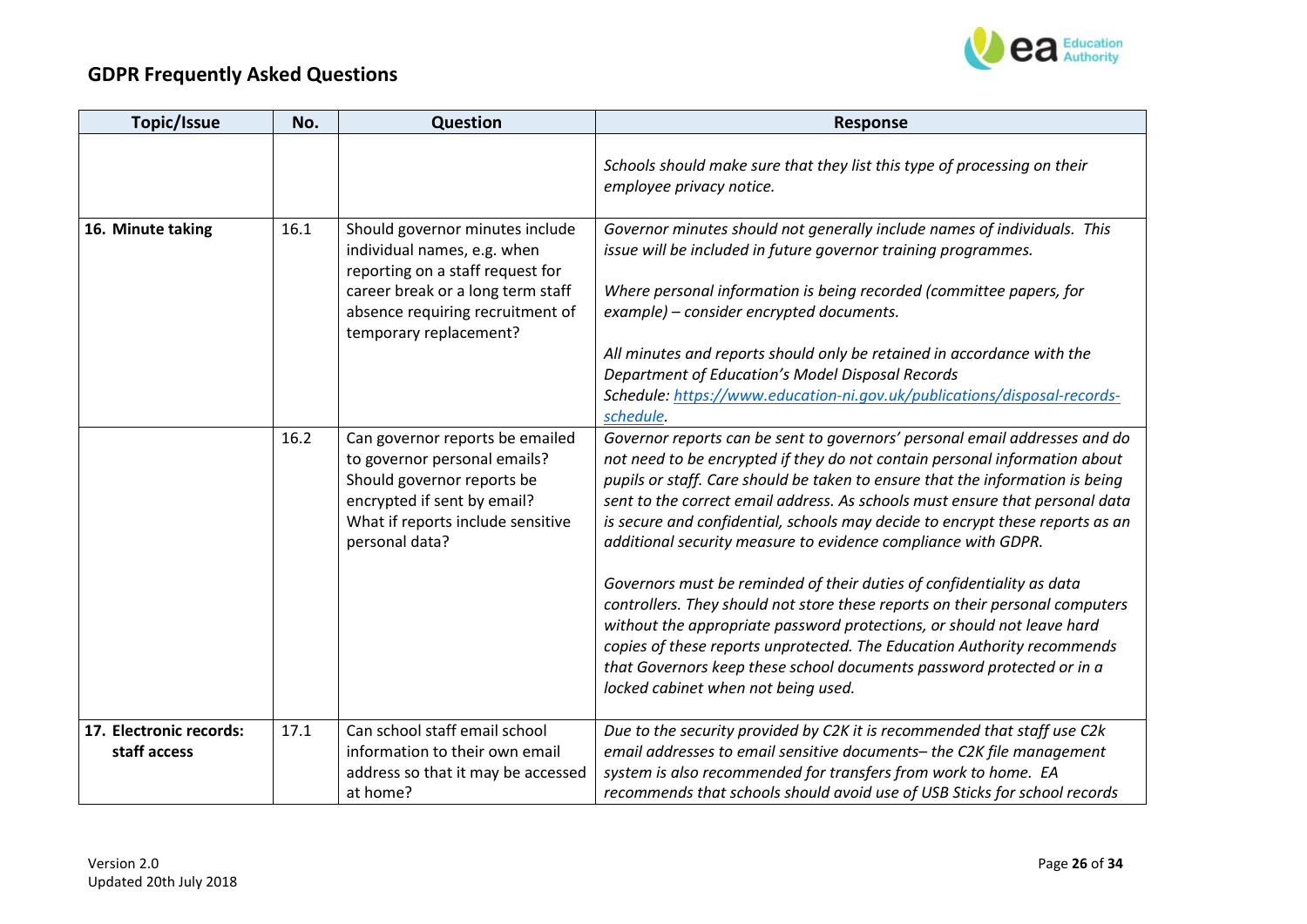## GDPR Frequently Asked Questions

| Topic/Issue | No. | Question | Response |
|---|---|---|---|
| | | | *Schools should make sure that they list this type of processing on their employee privacy notice.* |
| **16. Minute taking** | 16.1 | Should governor minutes include individual names, e.g. when reporting on a staff request for career break or a long term staff absence requiring recruitment of temporary replacement? | *Governor minutes should not generally include names of individuals. This issue will be included in future governor training programmes.*<br><br>*Where personal information is being recorded (committee papers, for example) – consider encrypted documents.*<br><br>*All minutes and reports should only be retained in accordance with the Department of Education's Model Disposal Records Schedule: [https://www.education-ni.gov.uk/publications/disposal-records-schedule](https://www.education-ni.gov.uk/publications/disposal-records-schedule).* |
| | 16.2 | Can governor reports be emailed to governor personal emails? Should governor reports be encrypted if sent by email? What if reports include sensitive personal data? | *Governor reports can be sent to governors' personal email addresses and do not need to be encrypted if they do not contain personal information about pupils or staff. Care should be taken to ensure that the information is being sent to the correct email address. As schools must ensure that personal data is secure and confidential, schools may decide to encrypt these reports as an additional security measure to evidence compliance with GDPR.*<br><br>*Governors must be reminded of their duties of confidentiality as data controllers. They should not store these reports on their personal computers without the appropriate password protections, or should not leave hard copies of these reports unprotected. The Education Authority recommends that Governors keep these school documents password protected or in a locked cabinet when not being used.* |
| **17. Electronic records: staff access** | 17.1 | Can school staff email school information to their own email address so that it may be accessed at home? | *Due to the security provided by C2K it is recommended that staff use C2k email addresses to email sensitive documents– the C2K file management system is also recommended for transfers from work to home. EA recommends that schools should avoid use of USB Sticks for school records* |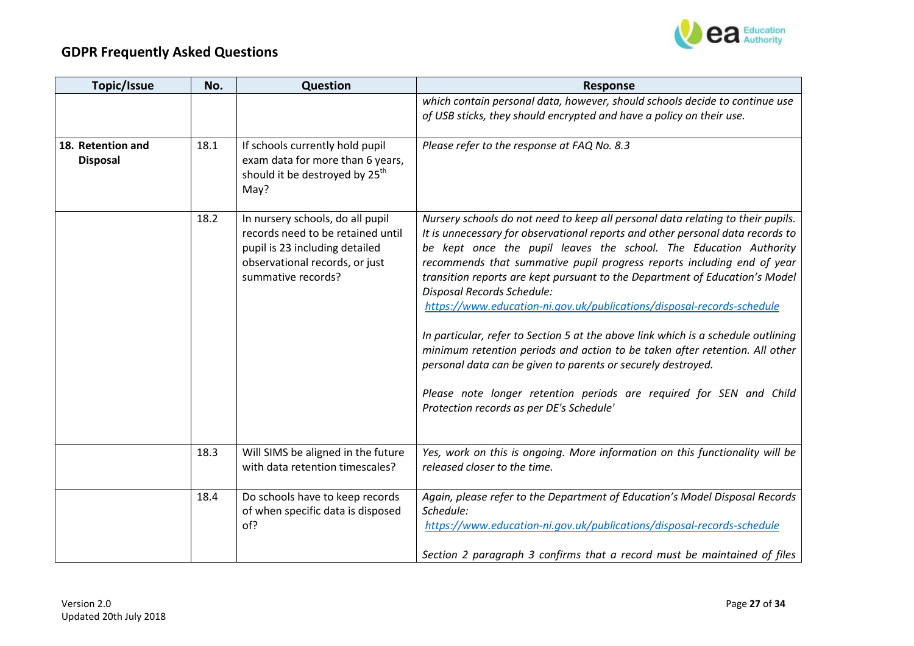## GDPR Frequently Asked Questions

| Topic/Issue | No. | Question | Response |
|---|---|---|---|
| | | | *which contain personal data, however, should schools decide to continue use of USB sticks, they should encrypted and have a policy on their use.* |
| **18. Retention and Disposal** | 18.1 | If schools currently hold pupil exam data for more than 6 years, should it be destroyed by 25th May? | *Please refer to the response at FAQ No. 8.3* |
| | 18.2 | In nursery schools, do all pupil records need to be retained until pupil is 23 including detailed observational records, or just summative records? | *Nursery schools do not need to keep all personal data relating to their pupils. It is unnecessary for observational reports and other personal data records to be kept once the pupil leaves the school. The Education Authority recommends that summative pupil progress reports including end of year transition reports are kept pursuant to the Department of Education's Model Disposal Records Schedule:* [https://www.education-ni.gov.uk/publications/disposal-records-schedule](https://www.education-ni.gov.uk/publications/disposal-records-schedule) <br><br> *In particular, refer to Section 5 at the above link which is a schedule outlining minimum retention periods and action to be taken after retention. All other personal data can be given to parents or securely destroyed.* <br><br> *Please note longer retention periods are required for SEN and Child Protection records as per DE's Schedule'* |
| | 18.3 | Will SIMS be aligned in the future with data retention timescales? | *Yes, work on this is ongoing. More information on this functionality will be released closer to the time.* |
| | 18.4 | Do schools have to keep records of when specific data is disposed of? | *Again, please refer to the Department of Education's Model Disposal Records Schedule:* [https://www.education-ni.gov.uk/publications/disposal-records-schedule](https://www.education-ni.gov.uk/publications/disposal-records-schedule) <br><br> *Section 2 paragraph 3 confirms that a record must be maintained of files* |

Version 2.0
Updated 20th July 2018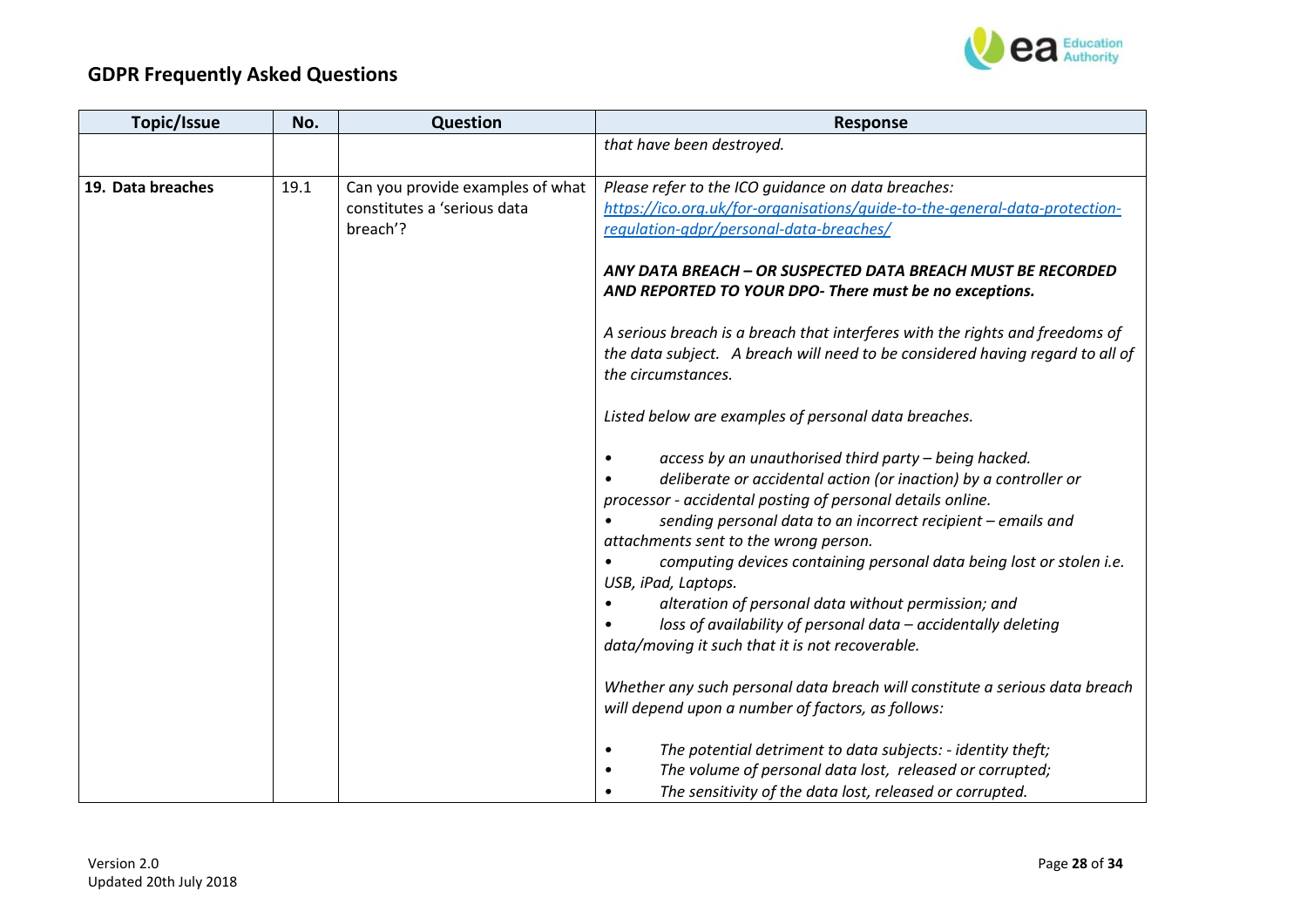## GDPR Frequently Asked Questions

| Topic/Issue | No. | Question | Response |
|---|---|---|---|
| | | | *that have been destroyed.* |
| **19. Data breaches** | 19.1 | Can you provide examples of what constitutes a 'serious data breach'? | *Please refer to the ICO guidance on data breaches: [https://ico.org.uk/for-organisations/guide-to-the-general-data-protection-regulation-gdpr/personal-data-breaches/](https://ico.org.uk/for-organisations/guide-to-the-general-data-protection-regulation-gdpr/personal-data-breaches/)*<br><br>***ANY DATA BREACH – OR SUSPECTED DATA BREACH MUST BE RECORDED AND REPORTED TO YOUR DPO- There must be no exceptions.***<br><br>*A serious breach is a breach that interferes with the rights and freedoms of the data subject. A breach will need to be considered having regard to all of the circumstances.*<br><br>*Listed below are examples of personal data breaches.*<br><br>• *access by an unauthorised third party – being hacked.*<br>• *deliberate or accidental action (or inaction) by a controller or processor - accidental posting of personal details online.*<br>• *sending personal data to an incorrect recipient – emails and attachments sent to the wrong person.*<br>• *computing devices containing personal data being lost or stolen i.e. USB, iPad, Laptops.*<br>• *alteration of personal data without permission; and*<br>• *loss of availability of personal data – accidentally deleting data/moving it such that it is not recoverable.*<br><br>*Whether any such personal data breach will constitute a serious data breach will depend upon a number of factors, as follows:*<br><br>• *The potential detriment to data subjects: - identity theft;*<br>• *The volume of personal data lost, released or corrupted;*<br>• *The sensitivity of the data lost, released or corrupted.* |

Version 2.0
Updated 20th July 2018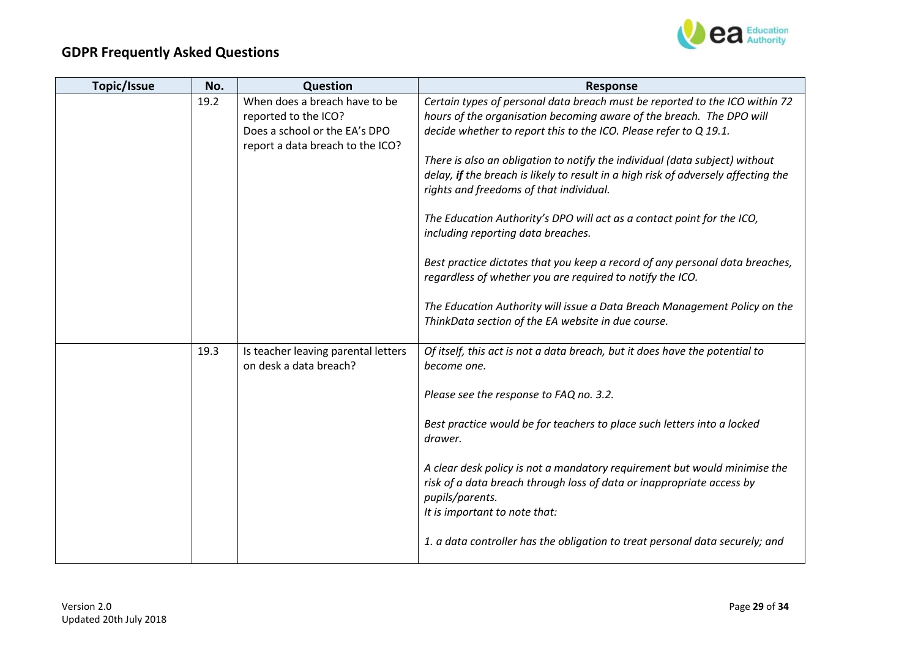## GDPR Frequently Asked Questions

| Topic/Issue | No. | Question | Response |
|---|---|---|---|
| | 19.2 | When does a breach have to be reported to the ICO?<br>Does a school or the EA's DPO report a data breach to the ICO? | *Certain types of personal data breach must be reported to the ICO within 72 hours of the organisation becoming aware of the breach. The DPO will decide whether to report this to the ICO. Please refer to Q 19.1.*<br><br>*There is also an obligation to notify the individual (data subject) without delay,* ***if*** *the breach is likely to result in a high risk of adversely affecting the rights and freedoms of that individual.*<br><br>*The Education Authority's DPO will act as a contact point for the ICO, including reporting data breaches.*<br><br>*Best practice dictates that you keep a record of any personal data breaches, regardless of whether you are required to notify the ICO.*<br><br>*The Education Authority will issue a Data Breach Management Policy on the ThinkData section of the EA website in due course.* |
| | 19.3 | Is teacher leaving parental letters on desk a data breach? | *Of itself, this act is not a data breach, but it does have the potential to become one.*<br><br>*Please see the response to FAQ no. 3.2.*<br><br>*Best practice would be for teachers to place such letters into a locked drawer.*<br><br>*A clear desk policy is not a mandatory requirement but would minimise the risk of a data breach through loss of data or inappropriate access by pupils/parents.*<br>*It is important to note that:*<br><br>*1. a data controller has the obligation to treat personal data securely; and* |

Version 2.0
Updated 20th July 2018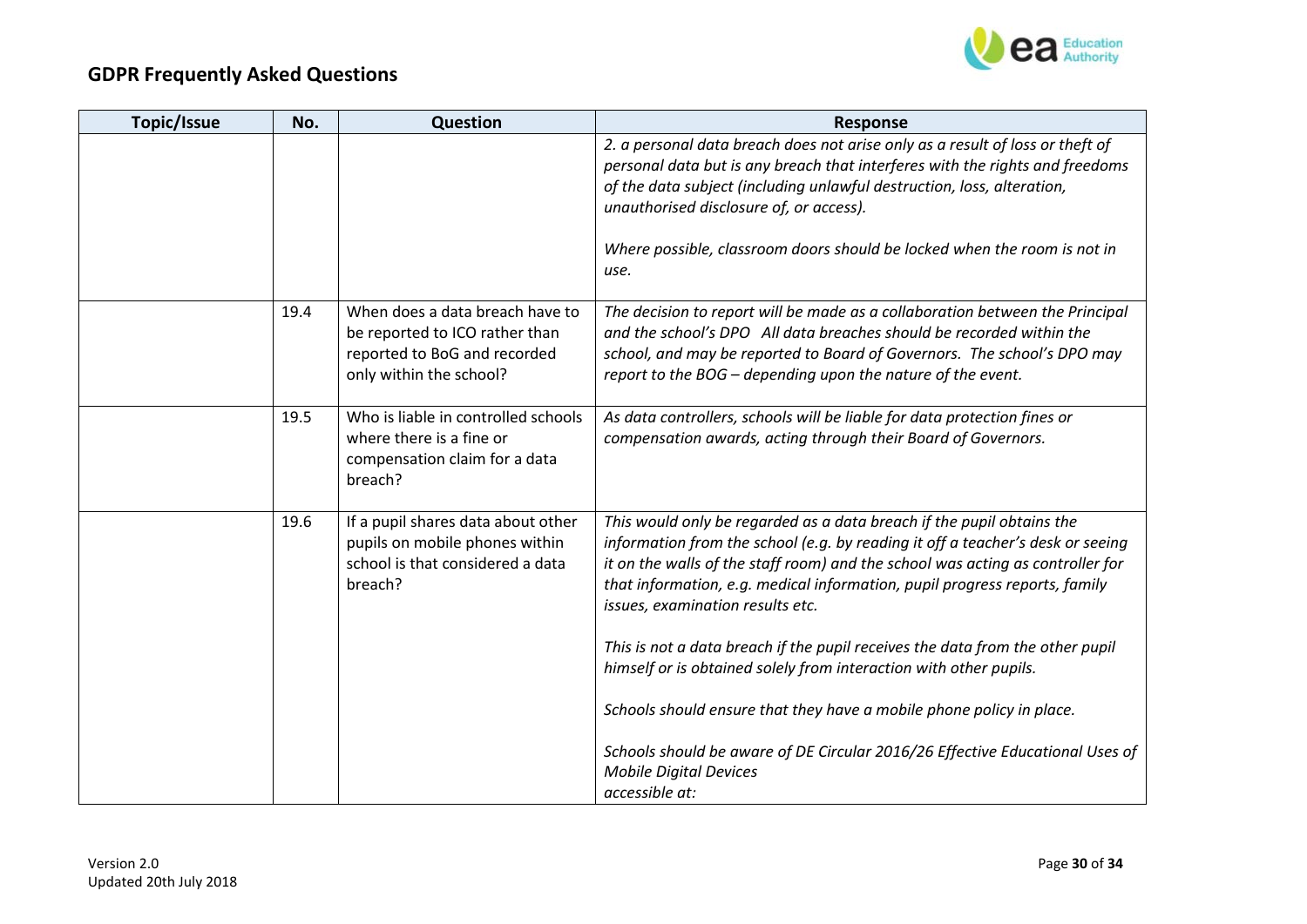## GDPR Frequently Asked Questions

| Topic/Issue | No. | Question | Response |
|---|---|---|---|
| | | | *2. a personal data breach does not arise only as a result of loss or theft of personal data but is any breach that interferes with the rights and freedoms of the data subject (including unlawful destruction, loss, alteration, unauthorised disclosure of, or access).*<br><br>*Where possible, classroom doors should be locked when the room is not in use.* |
| | 19.4 | When does a data breach have to be reported to ICO rather than reported to BoG and recorded only within the school? | *The decision to report will be made as a collaboration between the Principal and the school's DPO All data breaches should be recorded within the school, and may be reported to Board of Governors. The school's DPO may report to the BOG – depending upon the nature of the event.* |
| | 19.5 | Who is liable in controlled schools where there is a fine or compensation claim for a data breach? | *As data controllers, schools will be liable for data protection fines or compensation awards, acting through their Board of Governors.* |
| | 19.6 | If a pupil shares data about other pupils on mobile phones within school is that considered a data breach? | *This would only be regarded as a data breach if the pupil obtains the information from the school (e.g. by reading it off a teacher's desk or seeing it on the walls of the staff room) and the school was acting as controller for that information, e.g. medical information, pupil progress reports, family issues, examination results etc.*<br><br>*This is not a data breach if the pupil receives the data from the other pupil himself or is obtained solely from interaction with other pupils.*<br><br>*Schools should ensure that they have a mobile phone policy in place.*<br><br>*Schools should be aware of DE Circular 2016/26 Effective Educational Uses of Mobile Digital Devices*<br>*accessible at:* |

Version 2.0
Updated 20th July 2018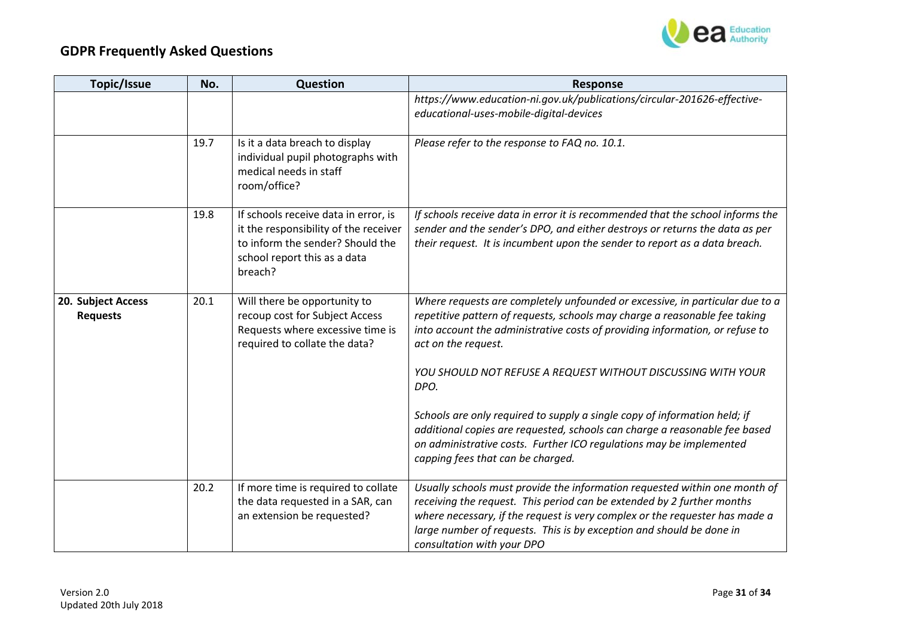## GDPR Frequently Asked Questions

| Topic/Issue | No. | Question | Response |
|---|---|---|---|
| | | | *https://www.education-ni.gov.uk/publications/circular-201626-effective-educational-uses-mobile-digital-devices* |
| | 19.7 | Is it a data breach to display individual pupil photographs with medical needs in staff room/office? | *Please refer to the response to FAQ no. 10.1.* |
| | 19.8 | If schools receive data in error, is it the responsibility of the receiver to inform the sender? Should the school report this as a data breach? | *If schools receive data in error it is recommended that the school informs the sender and the sender's DPO, and either destroys or returns the data as per their request. It is incumbent upon the sender to report as a data breach.* |
| **20. Subject Access Requests** | 20.1 | Will there be opportunity to recoup cost for Subject Access Requests where excessive time is required to collate the data? | *Where requests are completely unfounded or excessive, in particular due to a repetitive pattern of requests, schools may charge a reasonable fee taking into account the administrative costs of providing information, or refuse to act on the request.*<br><br>*YOU SHOULD NOT REFUSE A REQUEST WITHOUT DISCUSSING WITH YOUR DPO.*<br><br>*Schools are only required to supply a single copy of information held; if additional copies are requested, schools can charge a reasonable fee based on administrative costs. Further ICO regulations may be implemented capping fees that can be charged.* |
| | 20.2 | If more time is required to collate the data requested in a SAR, can an extension be requested? | *Usually schools must provide the information requested within one month of receiving the request. This period can be extended by 2 further months where necessary, if the request is very complex or the requester has made a large number of requests. This is by exception and should be done in consultation with your DPO* |

Version 2.0
Updated 20th July 2018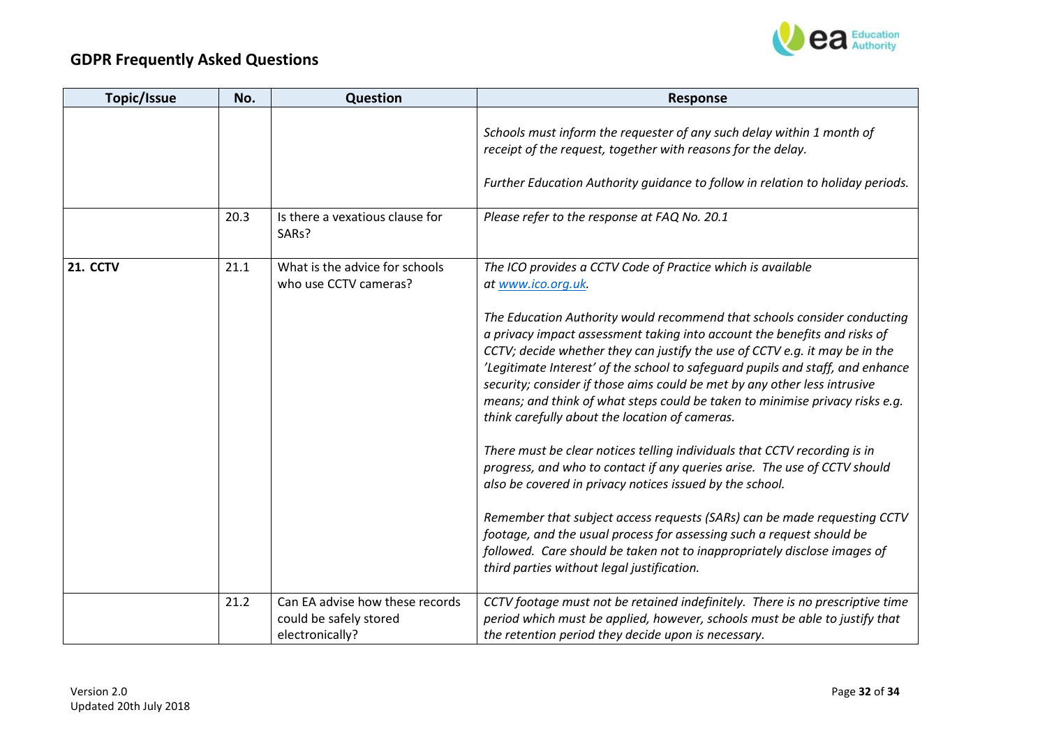| Topic/Issue | No. | Question | Response |
|---|---|---|---|
| | | | *Schools must inform the requester of any such delay within 1 month of receipt of the request, together with reasons for the delay.*<br><br>*Further Education Authority guidance to follow in relation to holiday periods.* |
| | 20.3 | Is there a vexatious clause for SARs? | *Please refer to the response at FAQ No. 20.1* |
| **21. CCTV** | 21.1 | What is the advice for schools who use CCTV cameras? | *The ICO provides a CCTV Code of Practice which is available at [www.ico.org.uk](www.ico.org.uk).*<br><br>*The Education Authority would recommend that schools consider conducting a privacy impact assessment taking into account the benefits and risks of CCTV; decide whether they can justify the use of CCTV e.g. it may be in the 'Legitimate Interest' of the school to safeguard pupils and staff, and enhance security; consider if those aims could be met by any other less intrusive means; and think of what steps could be taken to minimise privacy risks e.g. think carefully about the location of cameras.*<br><br>*There must be clear notices telling individuals that CCTV recording is in progress, and who to contact if any queries arise. The use of CCTV should also be covered in privacy notices issued by the school.*<br><br>*Remember that subject access requests (SARs) can be made requesting CCTV footage, and the usual process for assessing such a request should be followed. Care should be taken not to inappropriately disclose images of third parties without legal justification.* |
| | 21.2 | Can EA advise how these records could be safely stored electronically? | *CCTV footage must not be retained indefinitely. There is no prescriptive time period which must be applied, however, schools must be able to justify that the retention period they decide upon is necessary.* |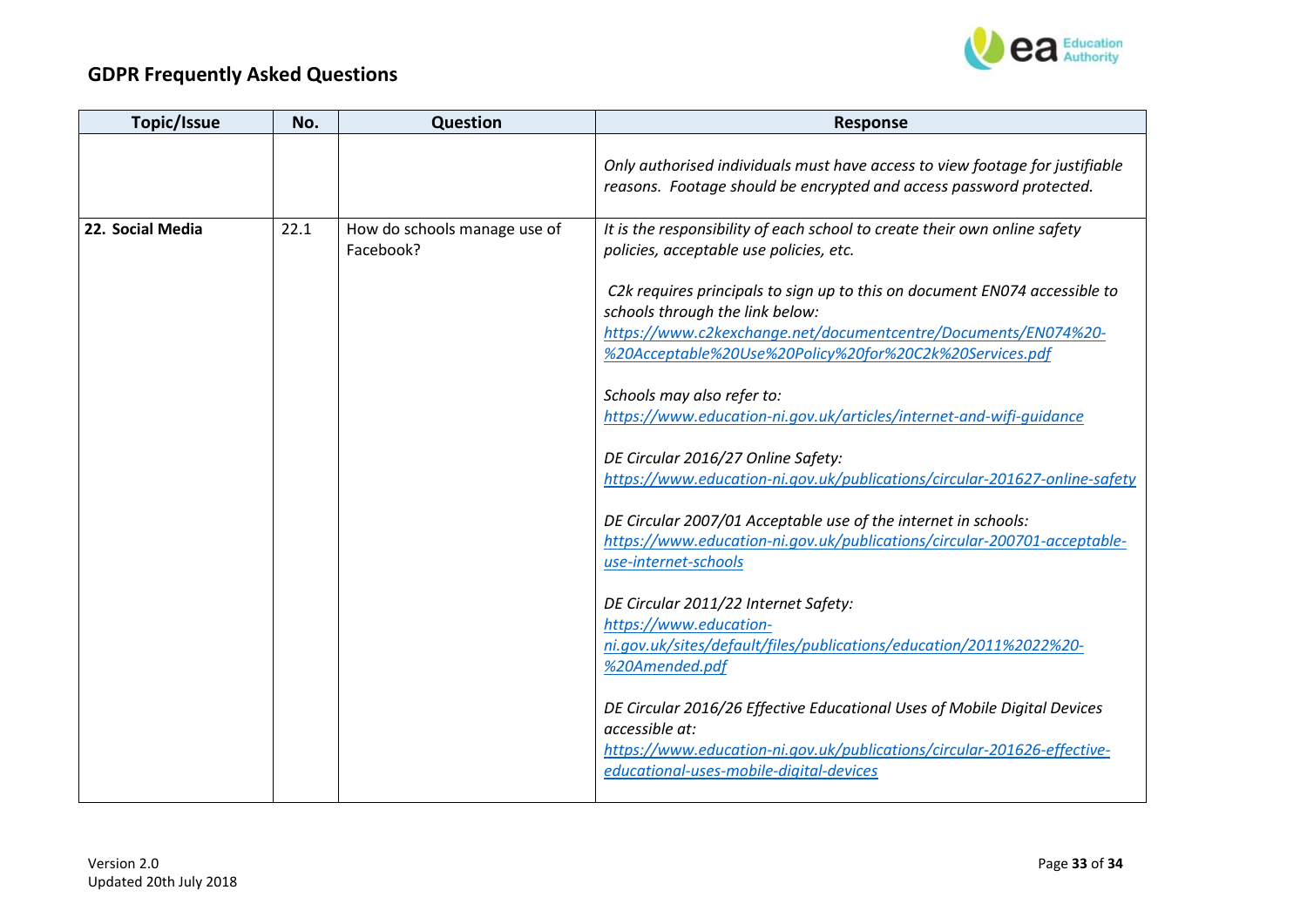## GDPR Frequently Asked Questions

| Topic/Issue | No. | Question | Response |
|---|---|---|---|
| | | | *Only authorised individuals must have access to view footage for justifiable reasons. Footage should be encrypted and access password protected.* |
| **22. Social Media** | 22.1 | How do schools manage use of Facebook? | *It is the responsibility of each school to create their own online safety policies, acceptable use policies, etc.*<br><br>*C2k requires principals to sign up to this on document EN074 accessible to schools through the link below:* *https://www.c2kexchange.net/documentcentre/Documents/EN074%20-%20Acceptable%20Use%20Policy%20for%20C2k%20Services.pdf*<br><br>*Schools may also refer to:* *https://www.education-ni.gov.uk/articles/internet-and-wifi-guidance*<br><br>*DE Circular 2016/27 Online Safety:* *https://www.education-ni.gov.uk/publications/circular-201627-online-safety*<br><br>*DE Circular 2007/01 Acceptable use of the internet in schools:* *https://www.education-ni.gov.uk/publications/circular-200701-acceptable-use-internet-schools*<br><br>*DE Circular 2011/22 Internet Safety:* *https://www.education-ni.gov.uk/sites/default/files/publications/education/2011%2022%20-%20Amended.pdf*<br><br>*DE Circular 2016/26 Effective Educational Uses of Mobile Digital Devices accessible at:* *https://www.education-ni.gov.uk/publications/circular-201626-effective-educational-uses-mobile-digital-devices* |

Version 2.0
Updated 20th July 2018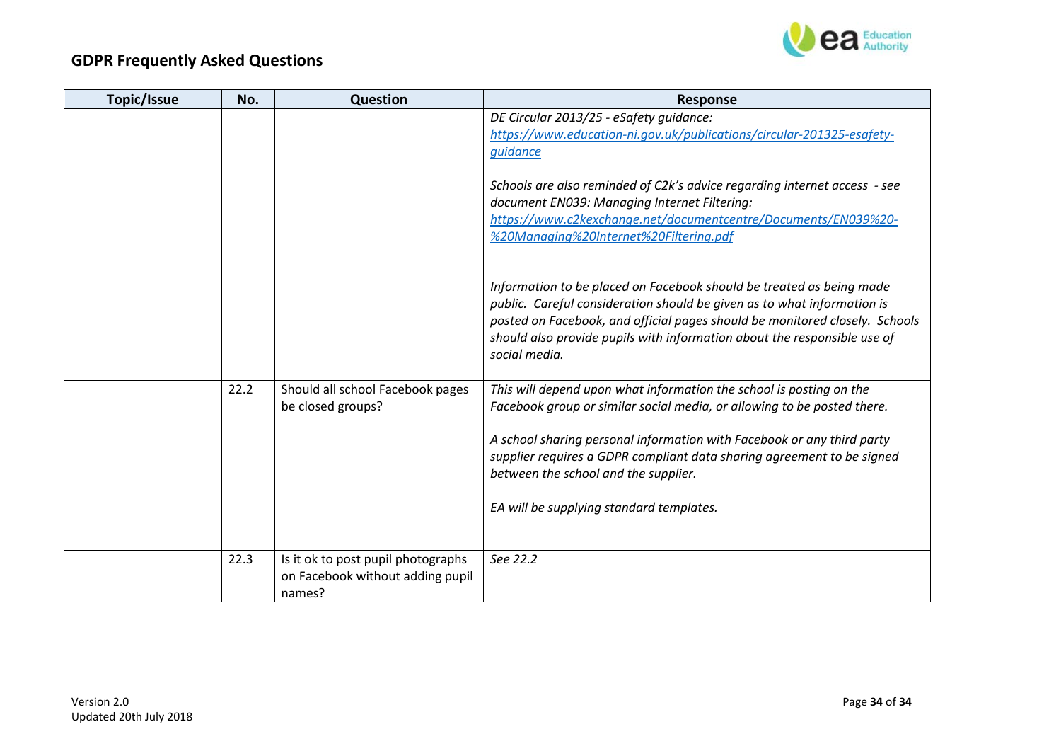## GDPR Frequently Asked Questions

| Topic/Issue | No. | Question | Response |
|---|---|---|---|
| | | | *DE Circular 2013/25 - eSafety guidance:* *https://www.education-ni.gov.uk/publications/circular-201325-esafety-guidance*<br><br>*Schools are also reminded of C2k's advice regarding internet access - see document EN039: Managing Internet Filtering:* *https://www.c2kexchange.net/documentcentre/Documents/EN039%20-%20Managing%20Internet%20Filtering.pdf*<br><br>*Information to be placed on Facebook should be treated as being made public. Careful consideration should be given as to what information is posted on Facebook, and official pages should be monitored closely. Schools should also provide pupils with information about the responsible use of social media.* |
| | 22.2 | Should all school Facebook pages be closed groups? | *This will depend upon what information the school is posting on the Facebook group or similar social media, or allowing to be posted there.*<br><br>*A school sharing personal information with Facebook or any third party supplier requires a GDPR compliant data sharing agreement to be signed between the school and the supplier.*<br><br>*EA will be supplying standard templates.* |
| | 22.3 | Is it ok to post pupil photographs on Facebook without adding pupil names? | *See 22.2* |

Version 2.0
Updated 20th July 2018